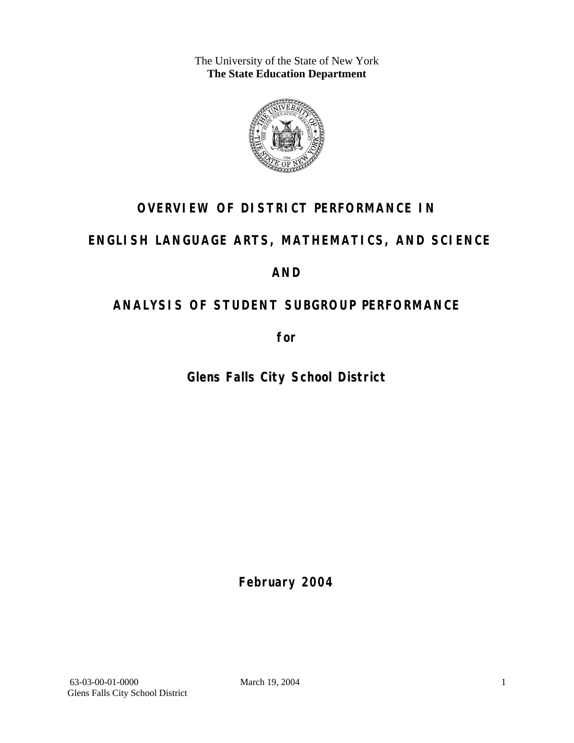The University of the State of New York
**The State Education Department**

# OVERVIEW OF DISTRICT PERFORMANCE IN

# ENGLISH LANGUAGE ARTS, MATHEMATICS, AND SCIENCE

# AND

# ANALYSIS OF STUDENT SUBGROUP PERFORMANCE

**for**

## Glens Falls City School District

**February 2004**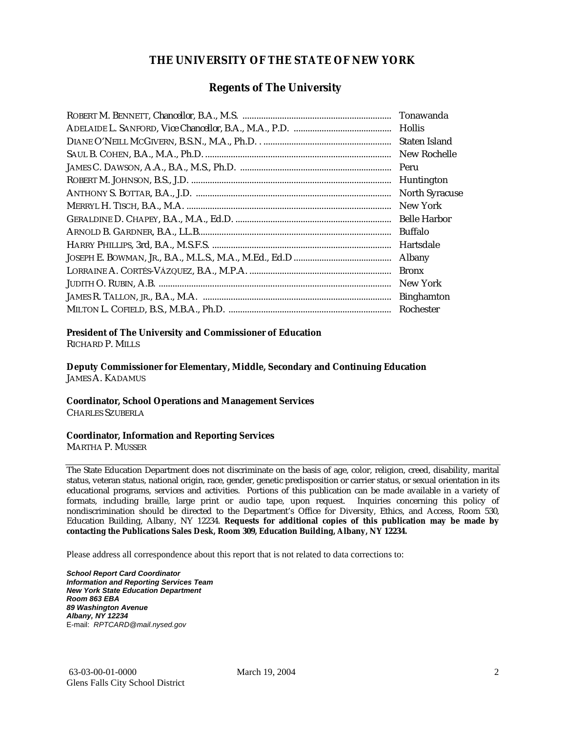# THE UNIVERSITY OF THE STATE OF NEW YORK

## Regents of The University

| | |
|---|---|
| ROBERT M. BENNETT, *Chancellor*, B.A., M.S. | Tonawanda |
| ADELAIDE L. SANFORD, *Vice Chancellor*, B.A., M.A., P.D. | Hollis |
| DIANE O'NEILL MCGIVERN, B.S.N., M.A., Ph.D. | Staten Island |
| SAUL B. COHEN, B.A., M.A., Ph.D. | New Rochelle |
| JAMES C. DAWSON, A.A., B.A., M.S., Ph.D. | Peru |
| ROBERT M. JOHNSON, B.S., J.D. | Huntington |
| ANTHONY S. BOTTAR, B.A., J.D. | North Syracuse |
| MERRYL H. TISCH, B.A., M.A. | New York |
| GERALDINE D. CHAPEY, B.A., M.A., Ed.D. | Belle Harbor |
| ARNOLD B. GARDNER, B.A., LL.B. | Buffalo |
| HARRY PHILLIPS, 3rd, B.A., M.S.F.S. | Hartsdale |
| JOSEPH E. BOWMAN, JR., B.A., M.L.S., M.A., M.Ed., Ed.D | Albany |
| LORRAINE A. CORTÉS-VÁZQUEZ, B.A., M.P.A. | Bronx |
| JUDITH O. RUBIN, A.B. | New York |
| JAMES R. TALLON, JR., B.A., M.A. | Binghamton |
| MILTON L. COFIELD, B.S., M.B.A., Ph.D. | Rochester |

**President of The University and Commissioner of Education**
RICHARD P. MILLS

**Deputy Commissioner for Elementary, Middle, Secondary and Continuing Education**
JAMES A. KADAMUS

**Coordinator, School Operations and Management Services**
CHARLES SZUBERLA

**Coordinator, Information and Reporting Services**
MARTHA P. MUSSER

---

The State Education Department does not discriminate on the basis of age, color, religion, creed, disability, marital status, veteran status, national origin, race, gender, genetic predisposition or carrier status, or sexual orientation in its educational programs, services and activities. Portions of this publication can be made available in a variety of formats, including braille, large print or audio tape, upon request. Inquiries concerning this policy of nondiscrimination should be directed to the Department's Office for Diversity, Ethics, and Access, Room 530, Education Building, Albany, NY 12234. **Requests for additional copies of this publication may be made by contacting the Publications Sales Desk, Room 309, Education Building, Albany, NY 12234.**

Please address all correspondence about this report that is not related to data corrections to:

***School Report Card Coordinator***
***Information and Reporting Services Team***
***New York State Education Department***
***Room 863 EBA***
***89 Washington Avenue***
***Albany, NY 12234***
E-mail: *RPTCARD@mail.nysed.gov*

63-03-00-01-0000 March 19, 2004
Glens Falls City School District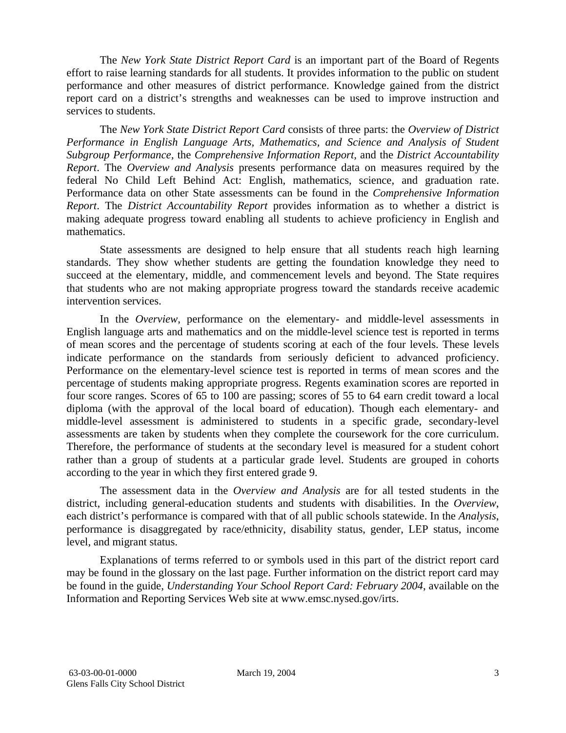The *New York State District Report Card* is an important part of the Board of Regents effort to raise learning standards for all students. It provides information to the public on student performance and other measures of district performance. Knowledge gained from the district report card on a district's strengths and weaknesses can be used to improve instruction and services to students.

The *New York State District Report Card* consists of three parts: the *Overview of District Performance in English Language Arts, Mathematics, and Science and Analysis of Student Subgroup Performance,* the *Comprehensive Information Report*, and the *District Accountability Report*. The *Overview and Analysis* presents performance data on measures required by the federal No Child Left Behind Act: English, mathematics, science, and graduation rate. Performance data on other State assessments can be found in the *Comprehensive Information Report*. The *District Accountability Report* provides information as to whether a district is making adequate progress toward enabling all students to achieve proficiency in English and mathematics.

State assessments are designed to help ensure that all students reach high learning standards. They show whether students are getting the foundation knowledge they need to succeed at the elementary, middle, and commencement levels and beyond. The State requires that students who are not making appropriate progress toward the standards receive academic intervention services.

In the *Overview*, performance on the elementary- and middle-level assessments in English language arts and mathematics and on the middle-level science test is reported in terms of mean scores and the percentage of students scoring at each of the four levels. These levels indicate performance on the standards from seriously deficient to advanced proficiency. Performance on the elementary-level science test is reported in terms of mean scores and the percentage of students making appropriate progress. Regents examination scores are reported in four score ranges. Scores of 65 to 100 are passing; scores of 55 to 64 earn credit toward a local diploma (with the approval of the local board of education). Though each elementary- and middle-level assessment is administered to students in a specific grade, secondary-level assessments are taken by students when they complete the coursework for the core curriculum. Therefore, the performance of students at the secondary level is measured for a student cohort rather than a group of students at a particular grade level. Students are grouped in cohorts according to the year in which they first entered grade 9.

The assessment data in the *Overview and Analysis* are for all tested students in the district, including general-education students and students with disabilities. In the *Overview*, each district's performance is compared with that of all public schools statewide. In the *Analysis*, performance is disaggregated by race/ethnicity, disability status, gender, LEP status, income level, and migrant status.

Explanations of terms referred to or symbols used in this part of the district report card may be found in the glossary on the last page. Further information on the district report card may be found in the guide, *Understanding Your School Report Card: February 2004*, available on the Information and Reporting Services Web site at www.emsc.nysed.gov/irts.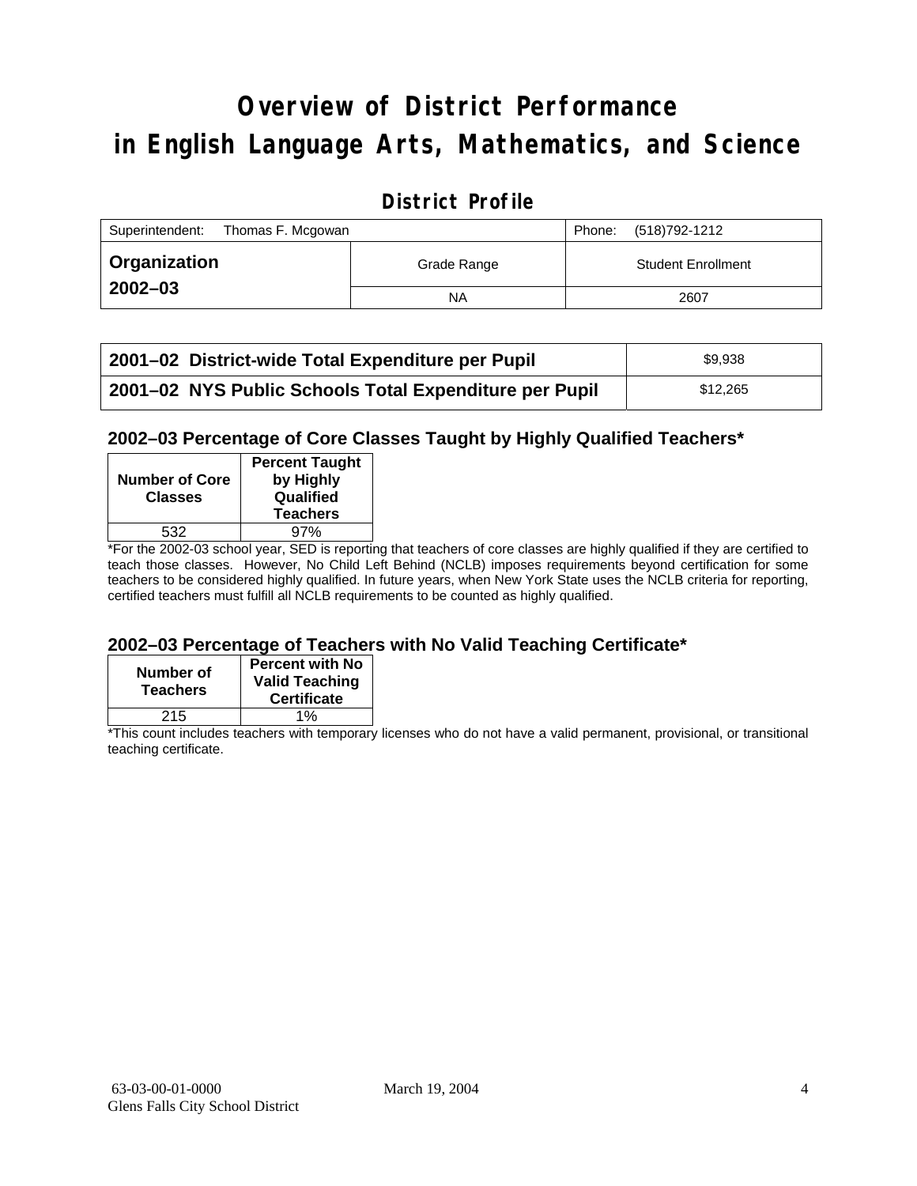# Overview of District Performance in English Language Arts, Mathematics, and Science

## District Profile

| Superintendent: Thomas F. Mcgowan | | Phone: (518)792-1212 |
|---|---|---|
| **Organization 2002–03** | Grade Range | Student Enrollment |
| | NA | 2607 |

| | |
|---|---|
| **2001–02 District-wide Total Expenditure per Pupil** | $9,938 |
| **2001–02 NYS Public Schools Total Expenditure per Pupil** | $12,265 |

### 2002–03 Percentage of Core Classes Taught by Highly Qualified Teachers*

| Number of Core Classes | Percent Taught by Highly Qualified Teachers |
|---|---|
| 532 | 97% |

*For the 2002-03 school year, SED is reporting that teachers of core classes are highly qualified if they are certified to teach those classes. However, No Child Left Behind (NCLB) imposes requirements beyond certification for some teachers to be considered highly qualified. In future years, when New York State uses the NCLB criteria for reporting, certified teachers must fulfill all NCLB requirements to be counted as highly qualified.

### 2002–03 Percentage of Teachers with No Valid Teaching Certificate*

| Number of Teachers | Percent with No Valid Teaching Certificate |
|---|---|
| 215 | 1% |

*This count includes teachers with temporary licenses who do not have a valid permanent, provisional, or transitional teaching certificate.

63-03-00-01-0000 March 19, 2004
Glens Falls City School District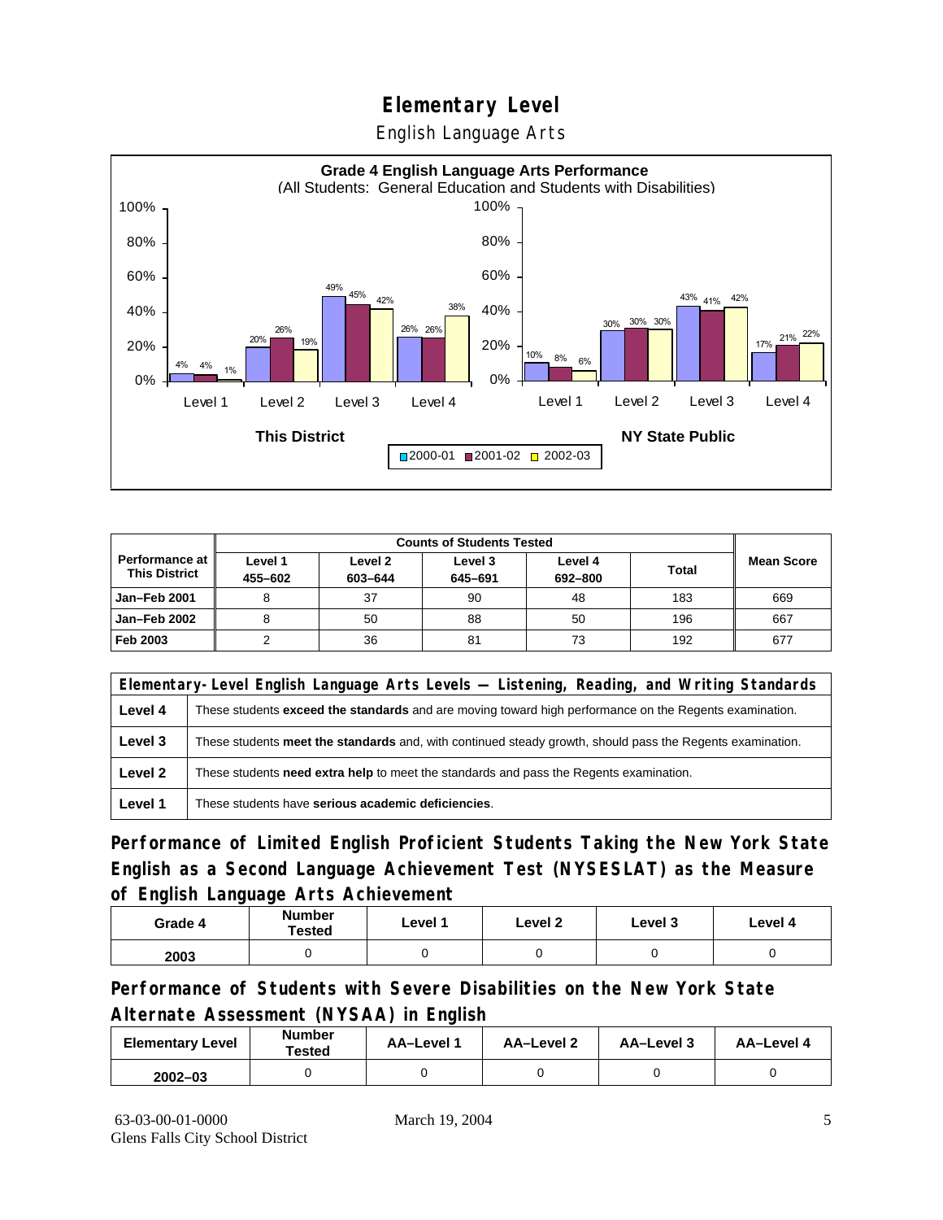# Elementary Level

English Language Arts

**Grade 4 English Language Arts Performance**
(All Students: General Education and Students with Disabilities)

| | Level 1 | Level 2 | Level 3 | Level 4 |
|---|---|---|---|---|
| **This District** 2000-01 | 4% | 20% | 49% | 26% |
| **This District** 2001-02 | 4% | 26% | 45% | 26% |
| **This District** 2002-03 | 1% | 19% | 42% | 38% |
| **NY State Public** 2000-01 | 10% | 30% | 43% | 17% |
| **NY State Public** 2001-02 | 8% | 30% | 41% | 21% |
| **NY State Public** 2002-03 | 6% | 30% | 42% | 22% |

| Performance at This District | Counts of Students Tested | | | | | Mean Score |
|---|---|---|---|---|---|---|
| | Level 1 455–602 | Level 2 603–644 | Level 3 645–691 | Level 4 692–800 | Total | |
| **Jan–Feb 2001** | 8 | 37 | 90 | 48 | 183 | 669 |
| **Jan–Feb 2002** | 8 | 50 | 88 | 50 | 196 | 667 |
| **Feb 2003** | 2 | 36 | 81 | 73 | 192 | 677 |

| Elementary-Level English Language Arts Levels — Listening, Reading, and Writing Standards | |
|---|---|
| **Level 4** | These students **exceed the standards** and are moving toward high performance on the Regents examination. |
| **Level 3** | These students **meet the standards** and, with continued steady growth, should pass the Regents examination. |
| **Level 2** | These students **need extra help** to meet the standards and pass the Regents examination. |
| **Level 1** | These students have **serious academic deficiencies**. |

## Performance of Limited English Proficient Students Taking the New York State English as a Second Language Achievement Test (NYSESLAT) as the Measure of English Language Arts Achievement

| Grade 4 | Number Tested | Level 1 | Level 2 | Level 3 | Level 4 |
|---|---|---|---|---|---|
| 2003 | 0 | 0 | 0 | 0 | 0 |

## Performance of Students with Severe Disabilities on the New York State Alternate Assessment (NYSAA) in English

| Elementary Level | Number Tested | AA–Level 1 | AA–Level 2 | AA–Level 3 | AA–Level 4 |
|---|---|---|---|---|---|
| 2002–03 | 0 | 0 | 0 | 0 | 0 |

63-03-00-01-0000
Glens Falls City School District

March 19, 2004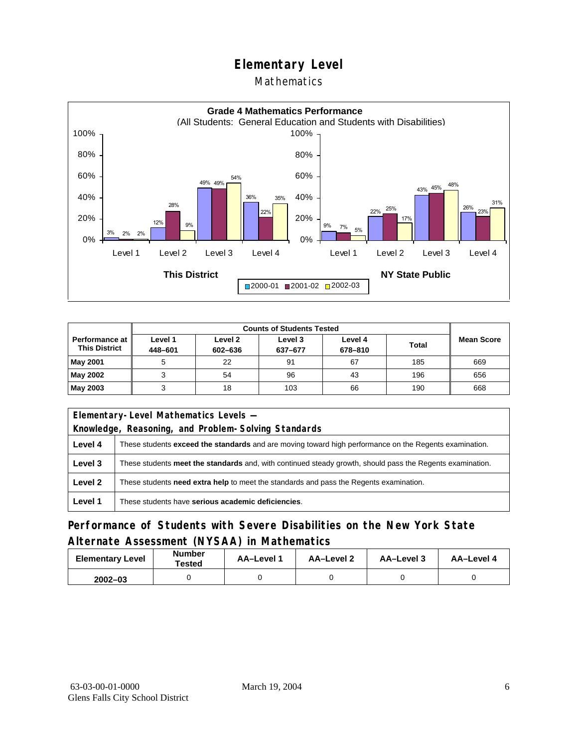# Elementary Level

## Mathematics

**Grade 4 Mathematics Performance**
(All Students: General Education and Students with Disabilities)

| | This District 2000-01 | This District 2001-02 | This District 2002-03 | NY State Public 2000-01 | NY State Public 2001-02 | NY State Public 2002-03 |
|---|---|---|---|---|---|---|
| Level 1 | 3% | 2% | 2% | 9% | 7% | 5% |
| Level 2 | 12% | 28% | 9% | 22% | 25% | 17% |
| Level 3 | 49% | 49% | 54% | 43% | 45% | 48% |
| Level 4 | 36% | 22% | 35% | 26% | 23% | 31% |

| Performance at This District | Counts of Students Tested | | | | | Mean Score |
|---|---|---|---|---|---|---|
| | Level 1 448–601 | Level 2 602–636 | Level 3 637–677 | Level 4 678–810 | Total | |
| May 2001 | 5 | 22 | 91 | 67 | 185 | 669 |
| May 2002 | 3 | 54 | 96 | 43 | 196 | 656 |
| May 2003 | 3 | 18 | 103 | 66 | 190 | 668 |

| Elementary-Level Mathematics Levels — Knowledge, Reasoning, and Problem-Solving Standards | |
|---|---|
| Level 4 | These students **exceed the standards** and are moving toward high performance on the Regents examination. |
| Level 3 | These students **meet the standards** and, with continued steady growth, should pass the Regents examination. |
| Level 2 | These students **need extra help** to meet the standards and pass the Regents examination. |
| Level 1 | These students have **serious academic deficiencies**. |

## Performance of Students with Severe Disabilities on the New York State Alternate Assessment (NYSAA) in Mathematics

| Elementary Level | Number Tested | AA–Level 1 | AA–Level 2 | AA–Level 3 | AA–Level 4 |
|---|---|---|---|---|---|
| 2002–03 | 0 | 0 | 0 | 0 | 0 |

63-03-00-01-0000
Glens Falls City School District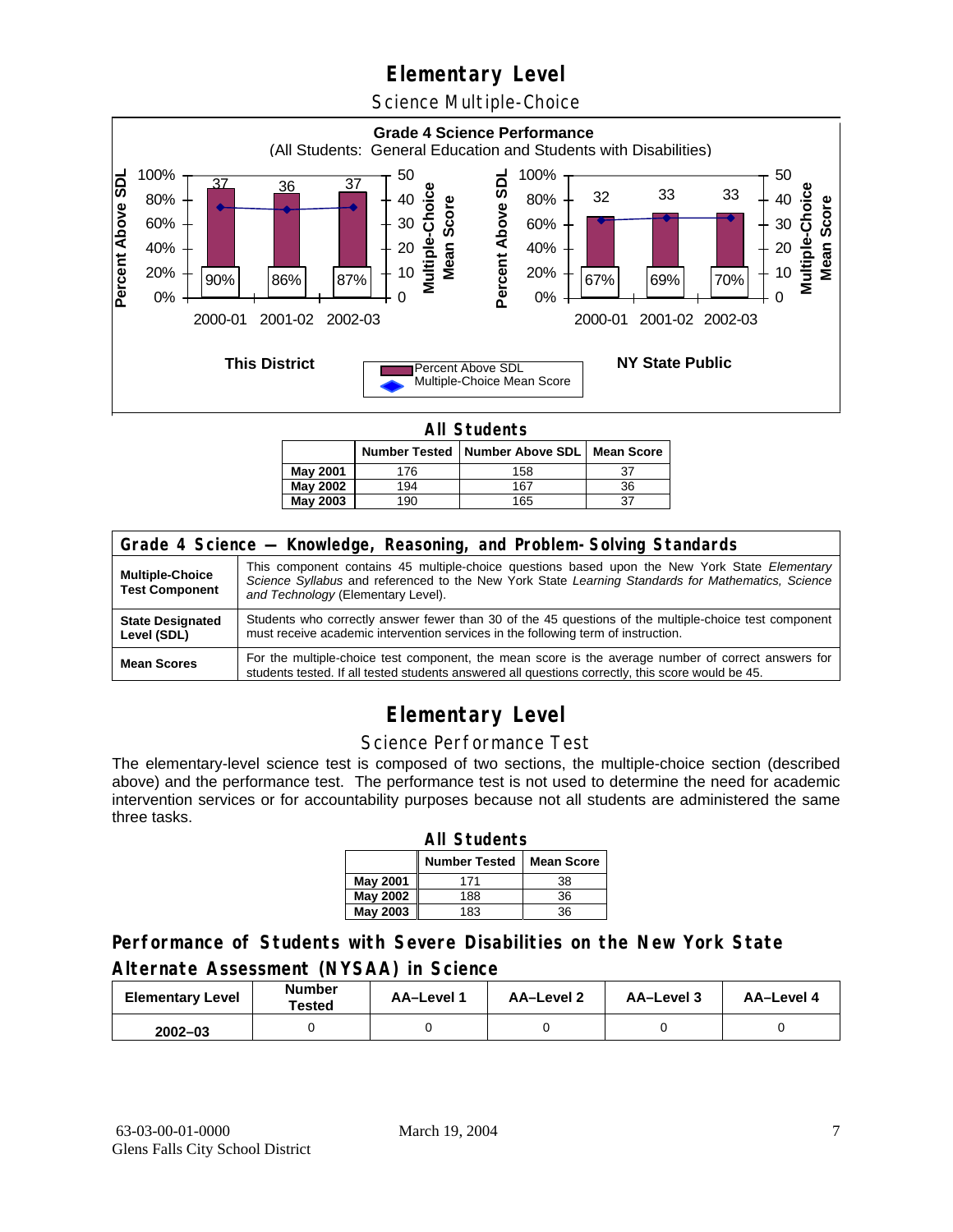## Elementary Level

### Science Multiple-Choice

**Grade 4 Science Performance**
(All Students: General Education and Students with Disabilities)

| | This District | | | NY State Public | | |
|---|---|---|---|---|---|---|
| | 2000-01 | 2001-02 | 2002-03 | 2000-01 | 2001-02 | 2002-03 |
| Percent Above SDL | 90% | 86% | 87% | 67% | 69% | 70% |
| Multiple-Choice Mean Score | 37 | 36 | 37 | 32 | 33 | 33 |

**All Students**

| | Number Tested | Number Above SDL | Mean Score |
|---|---|---|---|
| **May 2001** | 176 | 158 | 37 |
| **May 2002** | 194 | 167 | 36 |
| **May 2003** | 190 | 165 | 37 |

| Grade 4 Science — Knowledge, Reasoning, and Problem-Solving Standards | |
|---|---|
| **Multiple-Choice Test Component** | This component contains 45 multiple-choice questions based upon the New York State *Elementary Science Syllabus* and referenced to the New York State *Learning Standards for Mathematics, Science and Technology* (Elementary Level). |
| **State Designated Level (SDL)** | Students who correctly answer fewer than 30 of the 45 questions of the multiple-choice test component must receive academic intervention services in the following term of instruction. |
| **Mean Scores** | For the multiple-choice test component, the mean score is the average number of correct answers for students tested. If all tested students answered all questions correctly, this score would be 45. |

## Elementary Level

### Science Performance Test

The elementary-level science test is composed of two sections, the multiple-choice section (described above) and the performance test. The performance test is not used to determine the need for academic intervention services or for accountability purposes because not all students are administered the same three tasks.

**All Students**

| | Number Tested | Mean Score |
|---|---|---|
| **May 2001** | 171 | 38 |
| **May 2002** | 188 | 36 |
| **May 2003** | 183 | 36 |

### Performance of Students with Severe Disabilities on the New York State Alternate Assessment (NYSAA) in Science

| Elementary Level | Number Tested | AA–Level 1 | AA–Level 2 | AA–Level 3 | AA–Level 4 |
|---|---|---|---|---|---|
| **2002–03** | 0 | 0 | 0 | 0 | 0 |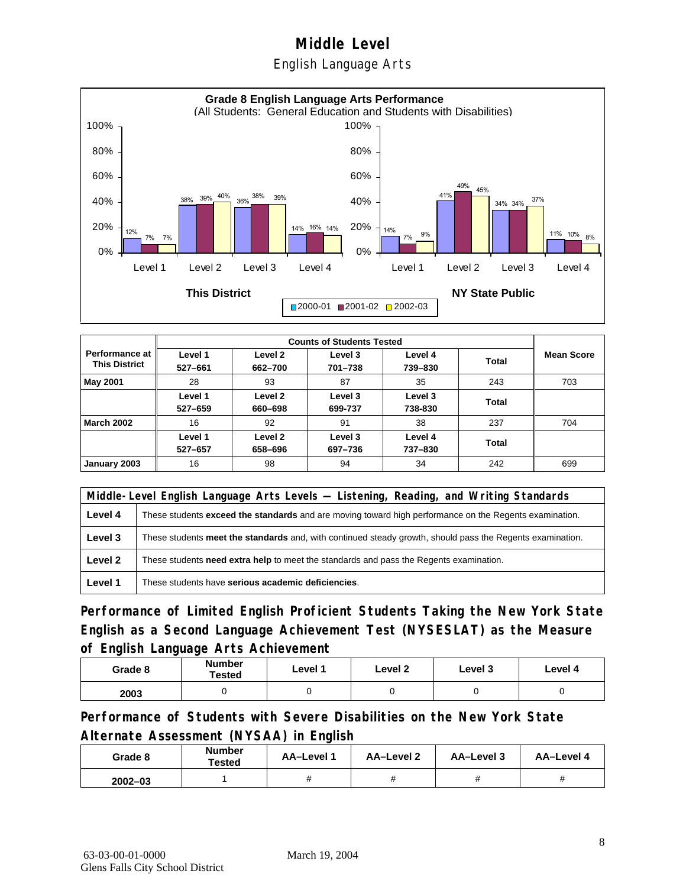# Middle Level

## English Language Arts

**Grade 8 English Language Arts Performance**
(All Students: General Education and Students with Disabilities)

**This District**

| | 2000-01 | 2001-02 | 2002-03 |
|---|---|---|---|
| Level 1 | 12% | 7% | 7% |
| Level 2 | 38% | 39% | 40% |
| Level 3 | 36% | 38% | 39% |
| Level 4 | 14% | 16% | 14% |

**NY State Public**

| | 2000-01 | 2001-02 | 2002-03 |
|---|---|---|---|
| Level 1 | 14% | 7% | 9% |
| Level 2 | 41% | 49% | 45% |
| Level 3 | 34% | 34% | 37% |
| Level 4 | 11% | 10% | 8% |

| Performance at This District | Counts of Students Tested | | | | | Mean Score |
|---|---|---|---|---|---|---|
| | Level 1 527–661 | Level 2 662–700 | Level 3 701–738 | Level 4 739–830 | Total | |
| **May 2001** | 28 | 93 | 87 | 35 | 243 | 703 |
| | Level 1 527–659 | Level 2 660–698 | Level 3 699-737 | Level 3 738-830 | Total | |
| **March 2002** | 16 | 92 | 91 | 38 | 237 | 704 |
| | Level 1 527–657 | Level 2 658–696 | Level 3 697–736 | Level 4 737–830 | Total | |
| **January 2003** | 16 | 98 | 94 | 34 | 242 | 699 |

| Middle-Level English Language Arts Levels — Listening, Reading, and Writing Standards | |
|---|---|
| **Level 4** | These students **exceed the standards** and are moving toward high performance on the Regents examination. |
| **Level 3** | These students **meet the standards** and, with continued steady growth, should pass the Regents examination. |
| **Level 2** | These students **need extra help** to meet the standards and pass the Regents examination. |
| **Level 1** | These students have **serious academic deficiencies**. |

## Performance of Limited English Proficient Students Taking the New York State English as a Second Language Achievement Test (NYSESLAT) as the Measure of English Language Arts Achievement

| Grade 8 | Number Tested | Level 1 | Level 2 | Level 3 | Level 4 |
|---|---|---|---|---|---|
| 2003 | 0 | 0 | 0 | 0 | 0 |

## Performance of Students with Severe Disabilities on the New York State Alternate Assessment (NYSAA) in English

| Grade 8 | Number Tested | AA–Level 1 | AA–Level 2 | AA–Level 3 | AA–Level 4 |
|---|---|---|---|---|---|
| 2002–03 | 1 | # | # | # | # |

63-03-00-01-0000 March 19, 2004
Glens Falls City School District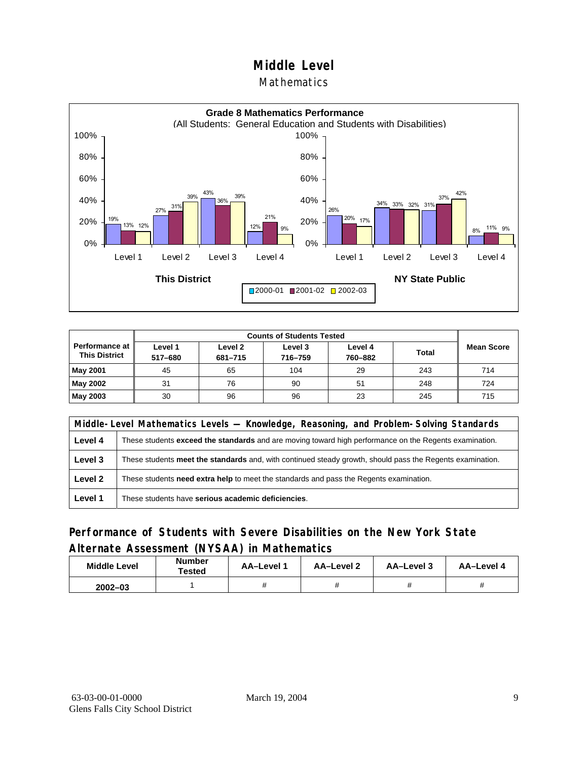# Middle Level

## Mathematics

**Grade 8 Mathematics Performance**
(All Students: General Education and Students with Disabilities)

| | This District 2000-01 | This District 2001-02 | This District 2002-03 | NY State Public 2000-01 | NY State Public 2001-02 | NY State Public 2002-03 |
|---|---|---|---|---|---|---|
| Level 1 | 19% | 13% | 12% | 26% | 20% | 17% |
| Level 2 | 27% | 31% | 39% | 34% | 33% | 32% |
| Level 3 | 43% | 36% | 39% | 31% | 37% | 42% |
| Level 4 | 12% | 21% | 9% | 8% | 11% | 9% |

| Performance at This District | Counts of Students Tested | | | | | Mean Score |
|---|---|---|---|---|---|---|
| | Level 1 517–680 | Level 2 681–715 | Level 3 716–759 | Level 4 760–882 | Total | |
| **May 2001** | 45 | 65 | 104 | 29 | 243 | 714 |
| **May 2002** | 31 | 76 | 90 | 51 | 248 | 724 |
| **May 2003** | 30 | 96 | 96 | 23 | 245 | 715 |

| Middle-Level Mathematics Levels — Knowledge, Reasoning, and Problem-Solving Standards | |
|---|---|
| **Level 4** | These students **exceed the standards** and are moving toward high performance on the Regents examination. |
| **Level 3** | These students **meet the standards** and, with continued steady growth, should pass the Regents examination. |
| **Level 2** | These students **need extra help** to meet the standards and pass the Regents examination. |
| **Level 1** | These students have **serious academic deficiencies**. |

## Performance of Students with Severe Disabilities on the New York State Alternate Assessment (NYSAA) in Mathematics

| Middle Level | Number Tested | AA–Level 1 | AA–Level 2 | AA–Level 3 | AA–Level 4 |
|---|---|---|---|---|---|
| **2002–03** | 1 | # | # | # | # |

63-03-00-01-0000
Glens Falls City School District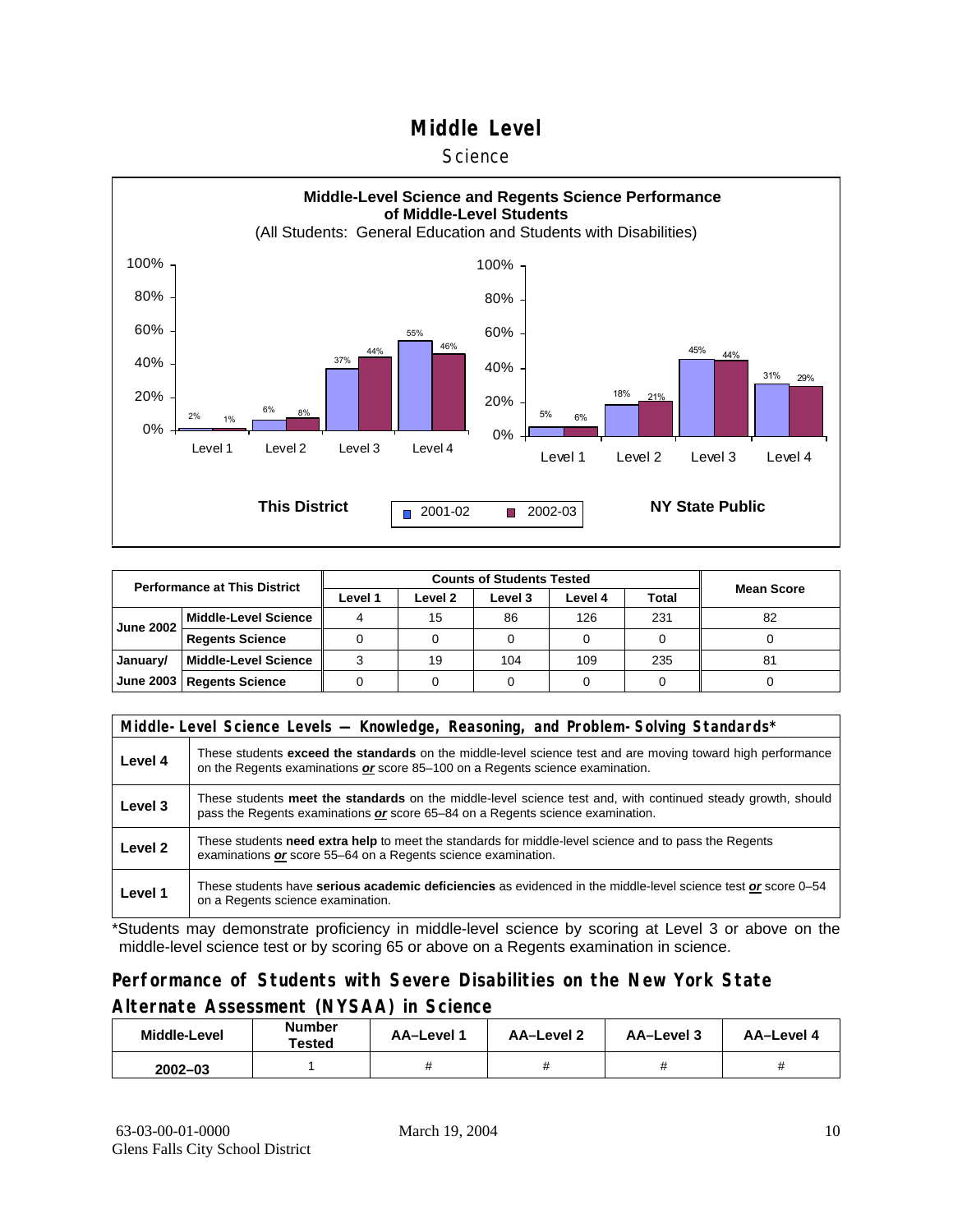# Middle Level

## Science

**Middle-Level Science and Regents Science Performance of Middle-Level Students**
(All Students: General Education and Students with Disabilities)

**This District**

| | 2001-02 | 2002-03 |
|---|---|---|
| Level 1 | 2% | 1% |
| Level 2 | 6% | 8% |
| Level 3 | 37% | 44% |
| Level 4 | 55% | 46% |

**NY State Public**

| | 2001-02 | 2002-03 |
|---|---|---|
| Level 1 | 5% | 6% |
| Level 2 | 18% | 21% |
| Level 3 | 45% | 44% |
| Level 4 | 31% | 29% |

| Performance at This District | | Counts of Students Tested | | | | | Mean Score |
|---|---|---|---|---|---|---|---|
| | | Level 1 | Level 2 | Level 3 | Level 4 | Total | |
| June 2002 | Middle-Level Science | 4 | 15 | 86 | 126 | 231 | 82 |
| | Regents Science | 0 | 0 | 0 | 0 | 0 | 0 |
| January/ June 2003 | Middle-Level Science | 3 | 19 | 104 | 109 | 235 | 81 |
| | Regents Science | 0 | 0 | 0 | 0 | 0 | 0 |

| Middle-Level Science Levels — Knowledge, Reasoning, and Problem-Solving Standards* | |
|---|---|
| Level 4 | These students **exceed the standards** on the middle-level science test and are moving toward high performance on the Regents examinations ***or*** score 85–100 on a Regents science examination. |
| Level 3 | These students **meet the standards** on the middle-level science test and, with continued steady growth, should pass the Regents examinations ***or*** score 65–84 on a Regents science examination. |
| Level 2 | These students **need extra help** to meet the standards for middle-level science and to pass the Regents examinations ***or*** score 55–64 on a Regents science examination. |
| Level 1 | These students have **serious academic deficiencies** as evidenced in the middle-level science test ***or*** score 0–54 on a Regents science examination. |

*Students may demonstrate proficiency in middle-level science by scoring at Level 3 or above on the middle-level science test or by scoring 65 or above on a Regents examination in science.

## Performance of Students with Severe Disabilities on the New York State Alternate Assessment (NYSAA) in Science

| Middle-Level | Number Tested | AA–Level 1 | AA–Level 2 | AA–Level 3 | AA–Level 4 |
|---|---|---|---|---|---|
| 2002–03 | 1 | # | # | # | # |

63-03-00-01-0000
Glens Falls City School District

March 19, 2004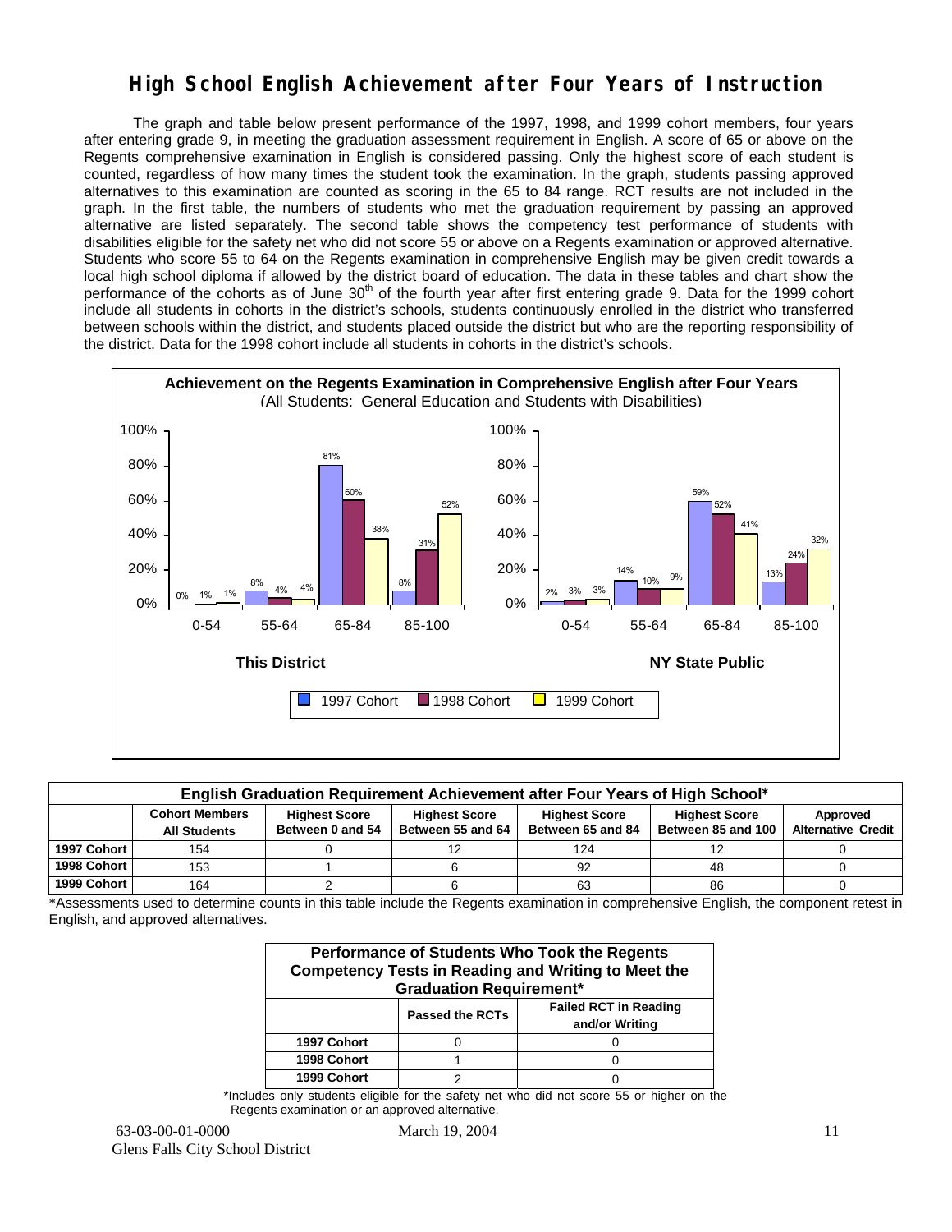# High School English Achievement after Four Years of Instruction

The graph and table below present performance of the 1997, 1998, and 1999 cohort members, four years after entering grade 9, in meeting the graduation assessment requirement in English. A score of 65 or above on the Regents comprehensive examination in English is considered passing. Only the highest score of each student is counted, regardless of how many times the student took the examination. In the graph, students passing approved alternatives to this examination are counted as scoring in the 65 to 84 range. RCT results are not included in the graph. In the first table, the numbers of students who met the graduation requirement by passing an approved alternative are listed separately. The second table shows the competency test performance of students with disabilities eligible for the safety net who did not score 55 or above on a Regents examination or approved alternative. Students who score 55 to 64 on the Regents examination in comprehensive English may be given credit towards a local high school diploma if allowed by the district board of education. The data in these tables and chart show the performance of the cohorts as of June 30th of the fourth year after first entering grade 9. Data for the 1999 cohort include all students in cohorts in the district's schools, students continuously enrolled in the district who transferred between schools within the district, and students placed outside the district but who are the reporting responsibility of the district. Data for the 1998 cohort include all students in cohorts in the district's schools.

**Achievement on the Regents Examination in Comprehensive English after Four Years**
(All Students: General Education and Students with Disabilities)

**This District**

| Score | 1997 Cohort | 1998 Cohort | 1999 Cohort |
|---|---|---|---|
| 0-54 | 0% | 1% | 1% |
| 55-64 | 8% | 4% | 4% |
| 65-84 | 81% | 60% | 38% |
| 85-100 | 8% | 31% | 52% |

**NY State Public**

| Score | 1997 Cohort | 1998 Cohort | 1999 Cohort |
|---|---|---|---|
| 0-54 | 2% | 3% | 3% |
| 55-64 | 14% | 10% | 9% |
| 65-84 | 59% | 52% | 41% |
| 85-100 | 13% | 24% | 32% |

| English Graduation Requirement Achievement after Four Years of High School* | | | | | | |
|---|---|---|---|---|---|---|
| | Cohort Members All Students | Highest Score Between 0 and 54 | Highest Score Between 55 and 64 | Highest Score Between 65 and 84 | Highest Score Between 85 and 100 | Approved Alternative Credit |
| 1997 Cohort | 154 | 0 | 12 | 124 | 12 | 0 |
| 1998 Cohort | 153 | 1 | 6 | 92 | 48 | 0 |
| 1999 Cohort | 164 | 2 | 6 | 63 | 86 | 0 |

*Assessments used to determine counts in this table include the Regents examination in comprehensive English, the component retest in English, and approved alternatives.

| Performance of Students Who Took the Regents Competency Tests in Reading and Writing to Meet the Graduation Requirement* | | |
|---|---|---|
| | Passed the RCTs | Failed RCT in Reading and/or Writing |
| 1997 Cohort | 0 | 0 |
| 1998 Cohort | 1 | 0 |
| 1999 Cohort | 2 | 0 |

*Includes only students eligible for the safety net who did not score 55 or higher on the Regents examination or an approved alternative.

63-03-00-01-0000 March 19, 2004
Glens Falls City School District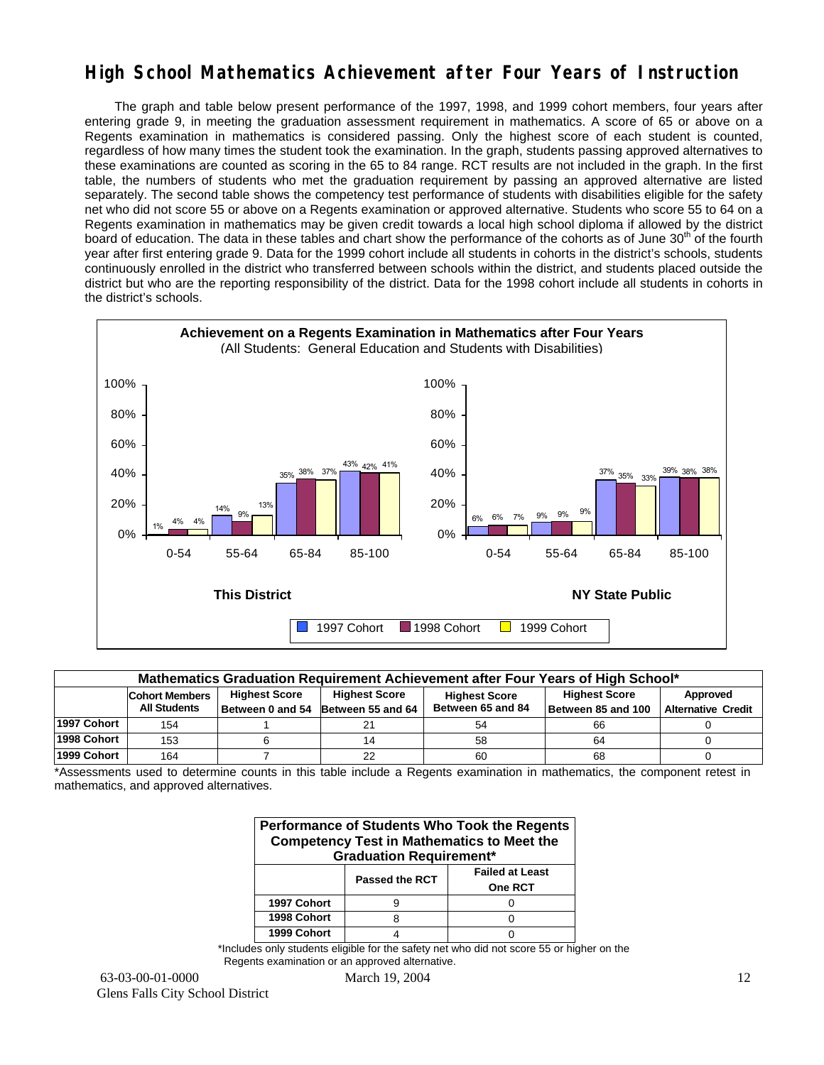# High School Mathematics Achievement after Four Years of Instruction

The graph and table below present performance of the 1997, 1998, and 1999 cohort members, four years after entering grade 9, in meeting the graduation assessment requirement in mathematics. A score of 65 or above on a Regents examination in mathematics is considered passing. Only the highest score of each student is counted, regardless of how many times the student took the examination. In the graph, students passing approved alternatives to these examinations are counted as scoring in the 65 to 84 range. RCT results are not included in the graph. In the first table, the numbers of students who met the graduation requirement by passing an approved alternative are listed separately. The second table shows the competency test performance of students with disabilities eligible for the safety net who did not score 55 or above on a Regents examination or approved alternative. Students who score 55 to 64 on a Regents examination in mathematics may be given credit towards a local high school diploma if allowed by the district board of education. The data in these tables and chart show the performance of the cohorts as of June 30th of the fourth year after first entering grade 9. Data for the 1999 cohort include all students in cohorts in the district's schools, students continuously enrolled in the district who transferred between schools within the district, and students placed outside the district but who are the reporting responsibility of the district. Data for the 1998 cohort include all students in cohorts in the district's schools.

**Achievement on a Regents Examination in Mathematics after Four Years**
(All Students: General Education and Students with Disabilities)

| This District | 0-54 | 55-64 | 65-84 | 85-100 |
|---|---|---|---|---|
| 1997 Cohort | 1% | 14% | 35% | 43% |
| 1998 Cohort | 4% | 9% | 38% | 42% |
| 1999 Cohort | 4% | 13% | 37% | 41% |

| NY State Public | 0-54 | 55-64 | 65-84 | 85-100 |
|---|---|---|---|---|
| 1997 Cohort | 6% | 9% | 37% | 39% |
| 1998 Cohort | 6% | 9% | 35% | 38% |
| 1999 Cohort | 7% | 9% | 33% | 38% |

**Mathematics Graduation Requirement Achievement after Four Years of High School***

| | Cohort Members All Students | Highest Score Between 0 and 54 | Highest Score Between 55 and 64 | Highest Score Between 65 and 84 | Highest Score Between 85 and 100 | Approved Alternative Credit |
|---|---|---|---|---|---|---|
| 1997 Cohort | 154 | 1 | 21 | 54 | 66 | 0 |
| 1998 Cohort | 153 | 6 | 14 | 58 | 64 | 0 |
| 1999 Cohort | 164 | 7 | 22 | 60 | 68 | 0 |

*Assessments used to determine counts in this table include a Regents examination in mathematics, the component retest in mathematics, and approved alternatives.

**Performance of Students Who Took the Regents Competency Test in Mathematics to Meet the Graduation Requirement***

| | Passed the RCT | Failed at Least One RCT |
|---|---|---|
| 1997 Cohort | 9 | 0 |
| 1998 Cohort | 8 | 0 |
| 1999 Cohort | 4 | 0 |

*Includes only students eligible for the safety net who did not score 55 or higher on the Regents examination or an approved alternative.

63-03-00-01-0000 March 19, 2004
Glens Falls City School District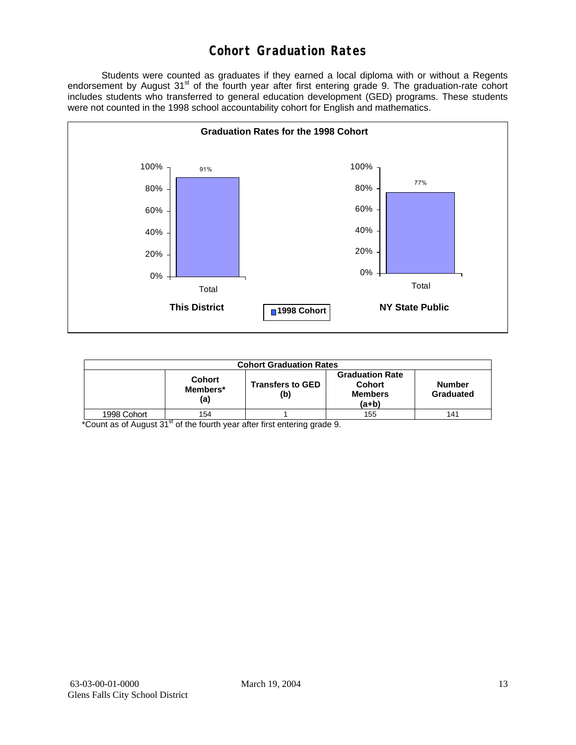# Cohort Graduation Rates

Students were counted as graduates if they earned a local diploma with or without a Regents endorsement by August 31st of the fourth year after first entering grade 9. The graduation-rate cohort includes students who transferred to general education development (GED) programs. These students were not counted in the 1998 school accountability cohort for English and mathematics.

**Graduation Rates for the 1998 Cohort**

| | This District | NY State Public |
|---|---|---|
| Total (1998 Cohort) | 91% | 77% |

| Cohort Graduation Rates | | | | |
|---|---|---|---|---|
| | Cohort Members* (a) | Transfers to GED (b) | Graduation Rate Cohort Members (a+b) | Number Graduated |
| 1998 Cohort | 154 | 1 | 155 | 141 |

*Count as of August 31st of the fourth year after first entering grade 9.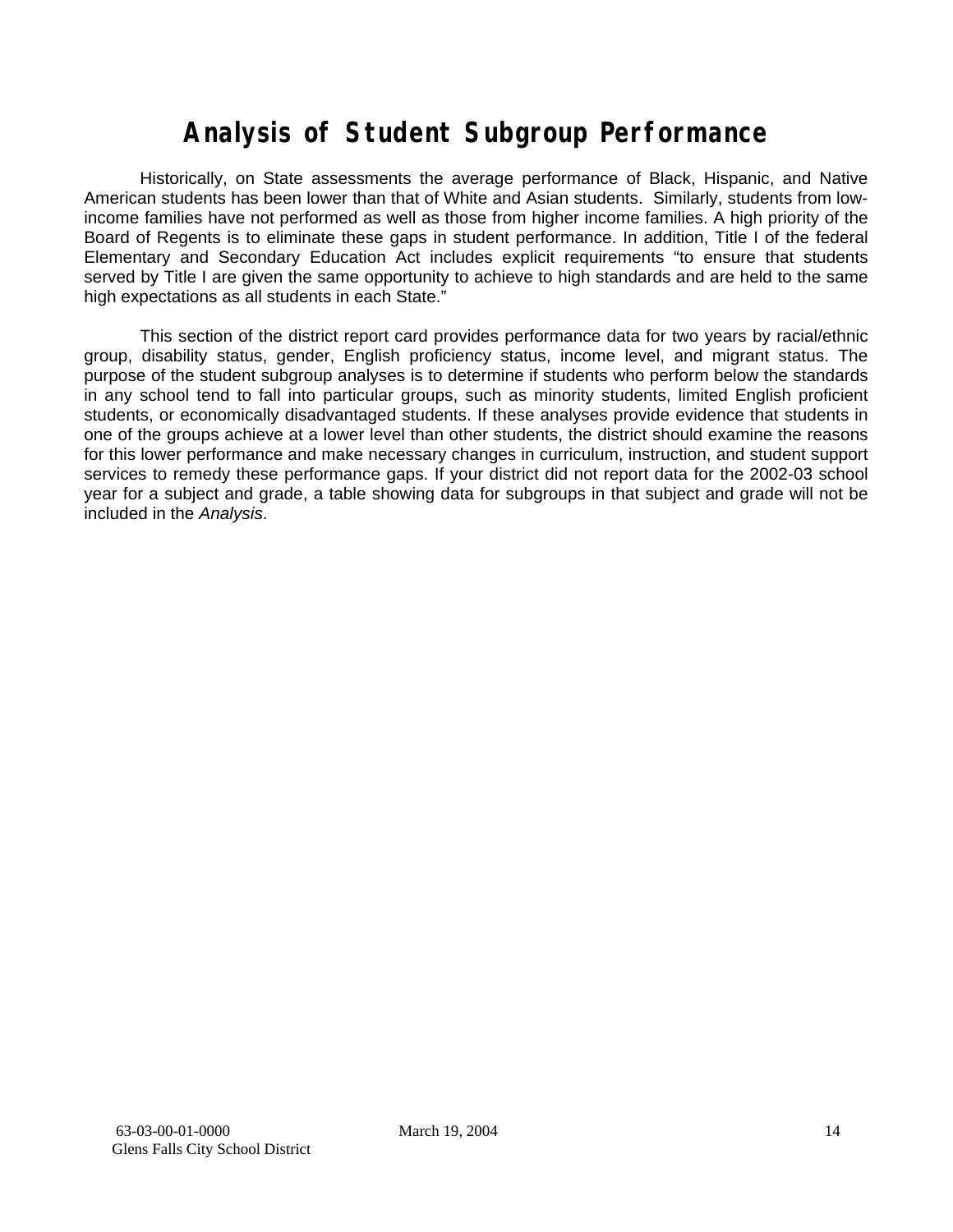# Analysis of Student Subgroup Performance

Historically, on State assessments the average performance of Black, Hispanic, and Native American students has been lower than that of White and Asian students. Similarly, students from low-income families have not performed as well as those from higher income families. A high priority of the Board of Regents is to eliminate these gaps in student performance. In addition, Title I of the federal Elementary and Secondary Education Act includes explicit requirements "to ensure that students served by Title I are given the same opportunity to achieve to high standards and are held to the same high expectations as all students in each State."

This section of the district report card provides performance data for two years by racial/ethnic group, disability status, gender, English proficiency status, income level, and migrant status. The purpose of the student subgroup analyses is to determine if students who perform below the standards in any school tend to fall into particular groups, such as minority students, limited English proficient students, or economically disadvantaged students. If these analyses provide evidence that students in one of the groups achieve at a lower level than other students, the district should examine the reasons for this lower performance and make necessary changes in curriculum, instruction, and student support services to remedy these performance gaps. If your district did not report data for the 2002-03 school year for a subject and grade, a table showing data for subgroups in that subject and grade will not be included in the *Analysis*.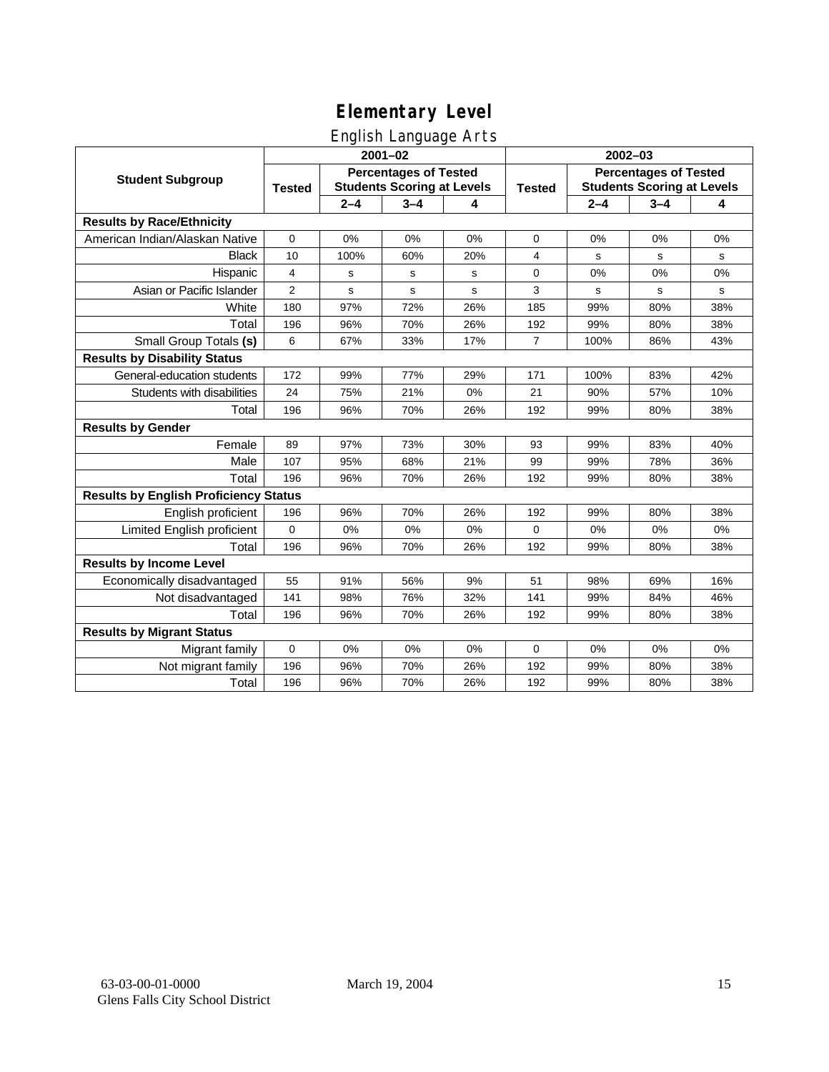# Elementary Level

## English Language Arts

| Student Subgroup | 2001–02 | | | | 2002–03 | | | |
|---|---|---|---|---|---|---|---|---|
| | Tested | Percentages of Tested Students Scoring at Levels | | | Tested | Percentages of Tested Students Scoring at Levels | | |
| | | 2–4 | 3–4 | 4 | | 2–4 | 3–4 | 4 |
| **Results by Race/Ethnicity** | | | | | | | | |
| American Indian/Alaskan Native | 0 | 0% | 0% | 0% | 0 | 0% | 0% | 0% |
| Black | 10 | 100% | 60% | 20% | 4 | s | s | s |
| Hispanic | 4 | s | s | s | 0 | 0% | 0% | 0% |
| Asian or Pacific Islander | 2 | s | s | s | 3 | s | s | s |
| White | 180 | 97% | 72% | 26% | 185 | 99% | 80% | 38% |
| Total | 196 | 96% | 70% | 26% | 192 | 99% | 80% | 38% |
| Small Group Totals **(s)** | 6 | 67% | 33% | 17% | 7 | 100% | 86% | 43% |
| **Results by Disability Status** | | | | | | | | |
| General-education students | 172 | 99% | 77% | 29% | 171 | 100% | 83% | 42% |
| Students with disabilities | 24 | 75% | 21% | 0% | 21 | 90% | 57% | 10% |
| Total | 196 | 96% | 70% | 26% | 192 | 99% | 80% | 38% |
| **Results by Gender** | | | | | | | | |
| Female | 89 | 97% | 73% | 30% | 93 | 99% | 83% | 40% |
| Male | 107 | 95% | 68% | 21% | 99 | 99% | 78% | 36% |
| Total | 196 | 96% | 70% | 26% | 192 | 99% | 80% | 38% |
| **Results by English Proficiency Status** | | | | | | | | |
| English proficient | 196 | 96% | 70% | 26% | 192 | 99% | 80% | 38% |
| Limited English proficient | 0 | 0% | 0% | 0% | 0 | 0% | 0% | 0% |
| Total | 196 | 96% | 70% | 26% | 192 | 99% | 80% | 38% |
| **Results by Income Level** | | | | | | | | |
| Economically disadvantaged | 55 | 91% | 56% | 9% | 51 | 98% | 69% | 16% |
| Not disadvantaged | 141 | 98% | 76% | 32% | 141 | 99% | 84% | 46% |
| Total | 196 | 96% | 70% | 26% | 192 | 99% | 80% | 38% |
| **Results by Migrant Status** | | | | | | | | |
| Migrant family | 0 | 0% | 0% | 0% | 0 | 0% | 0% | 0% |
| Not migrant family | 196 | 96% | 70% | 26% | 192 | 99% | 80% | 38% |
| Total | 196 | 96% | 70% | 26% | 192 | 99% | 80% | 38% |

63-03-00-01-0000 March 19, 2004
Glens Falls City School District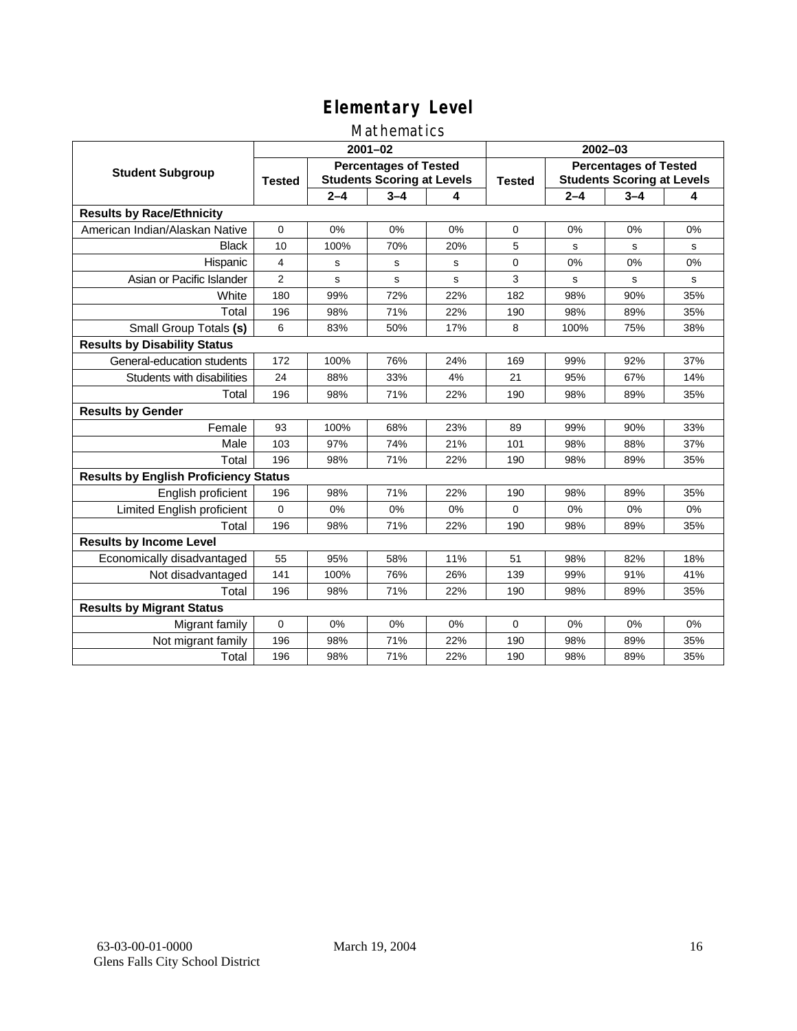# Elementary Level

## Mathematics

| Student Subgroup | 2001–02 | | | | 2002–03 | | | |
|---|---|---|---|---|---|---|---|---|
| | Tested | Percentages of Tested Students Scoring at Levels | | | Tested | Percentages of Tested Students Scoring at Levels | | |
| | | 2–4 | 3–4 | 4 | | 2–4 | 3–4 | 4 |
| **Results by Race/Ethnicity** | | | | | | | | |
| American Indian/Alaskan Native | 0 | 0% | 0% | 0% | 0 | 0% | 0% | 0% |
| Black | 10 | 100% | 70% | 20% | 5 | s | s | s |
| Hispanic | 4 | s | s | s | 0 | 0% | 0% | 0% |
| Asian or Pacific Islander | 2 | s | s | s | 3 | s | s | s |
| White | 180 | 99% | 72% | 22% | 182 | 98% | 90% | 35% |
| Total | 196 | 98% | 71% | 22% | 190 | 98% | 89% | 35% |
| Small Group Totals **(s)** | 6 | 83% | 50% | 17% | 8 | 100% | 75% | 38% |
| **Results by Disability Status** | | | | | | | | |
| General-education students | 172 | 100% | 76% | 24% | 169 | 99% | 92% | 37% |
| Students with disabilities | 24 | 88% | 33% | 4% | 21 | 95% | 67% | 14% |
| Total | 196 | 98% | 71% | 22% | 190 | 98% | 89% | 35% |
| **Results by Gender** | | | | | | | | |
| Female | 93 | 100% | 68% | 23% | 89 | 99% | 90% | 33% |
| Male | 103 | 97% | 74% | 21% | 101 | 98% | 88% | 37% |
| Total | 196 | 98% | 71% | 22% | 190 | 98% | 89% | 35% |
| **Results by English Proficiency Status** | | | | | | | | |
| English proficient | 196 | 98% | 71% | 22% | 190 | 98% | 89% | 35% |
| Limited English proficient | 0 | 0% | 0% | 0% | 0 | 0% | 0% | 0% |
| Total | 196 | 98% | 71% | 22% | 190 | 98% | 89% | 35% |
| **Results by Income Level** | | | | | | | | |
| Economically disadvantaged | 55 | 95% | 58% | 11% | 51 | 98% | 82% | 18% |
| Not disadvantaged | 141 | 100% | 76% | 26% | 139 | 99% | 91% | 41% |
| Total | 196 | 98% | 71% | 22% | 190 | 98% | 89% | 35% |
| **Results by Migrant Status** | | | | | | | | |
| Migrant family | 0 | 0% | 0% | 0% | 0 | 0% | 0% | 0% |
| Not migrant family | 196 | 98% | 71% | 22% | 190 | 98% | 89% | 35% |
| Total | 196 | 98% | 71% | 22% | 190 | 98% | 89% | 35% |

63-03-00-01-0000 March 19, 2004
Glens Falls City School District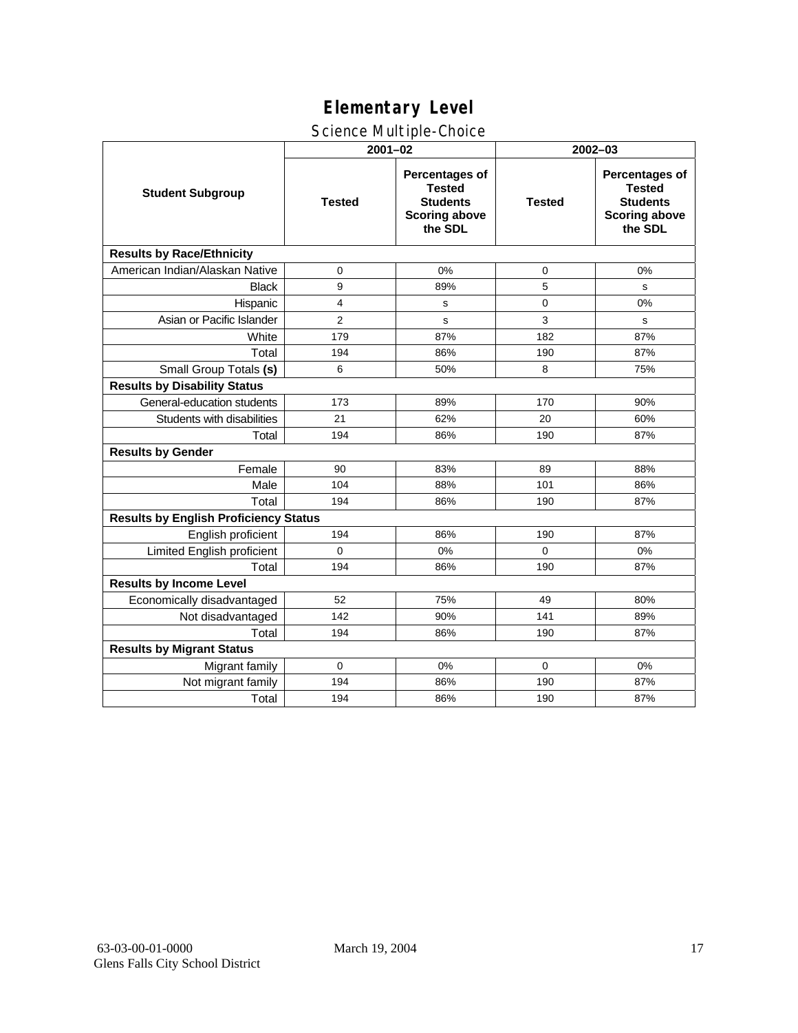# Elementary Level

## Science Multiple-Choice

| Student Subgroup | 2001–02 | | 2002–03 | |
|---|---|---|---|---|
| | Tested | Percentages of Tested Students Scoring above the SDL | Tested | Percentages of Tested Students Scoring above the SDL |
| **Results by Race/Ethnicity** | | | | |
| American Indian/Alaskan Native | 0 | 0% | 0 | 0% |
| Black | 9 | 89% | 5 | s |
| Hispanic | 4 | s | 0 | 0% |
| Asian or Pacific Islander | 2 | s | 3 | s |
| White | 179 | 87% | 182 | 87% |
| Total | 194 | 86% | 190 | 87% |
| Small Group Totals **(s)** | 6 | 50% | 8 | 75% |
| **Results by Disability Status** | | | | |
| General-education students | 173 | 89% | 170 | 90% |
| Students with disabilities | 21 | 62% | 20 | 60% |
| Total | 194 | 86% | 190 | 87% |
| **Results by Gender** | | | | |
| Female | 90 | 83% | 89 | 88% |
| Male | 104 | 88% | 101 | 86% |
| Total | 194 | 86% | 190 | 87% |
| **Results by English Proficiency Status** | | | | |
| English proficient | 194 | 86% | 190 | 87% |
| Limited English proficient | 0 | 0% | 0 | 0% |
| Total | 194 | 86% | 190 | 87% |
| **Results by Income Level** | | | | |
| Economically disadvantaged | 52 | 75% | 49 | 80% |
| Not disadvantaged | 142 | 90% | 141 | 89% |
| Total | 194 | 86% | 190 | 87% |
| **Results by Migrant Status** | | | | |
| Migrant family | 0 | 0% | 0 | 0% |
| Not migrant family | 194 | 86% | 190 | 87% |
| Total | 194 | 86% | 190 | 87% |

63-03-00-01-0000 March 19, 2004
Glens Falls City School District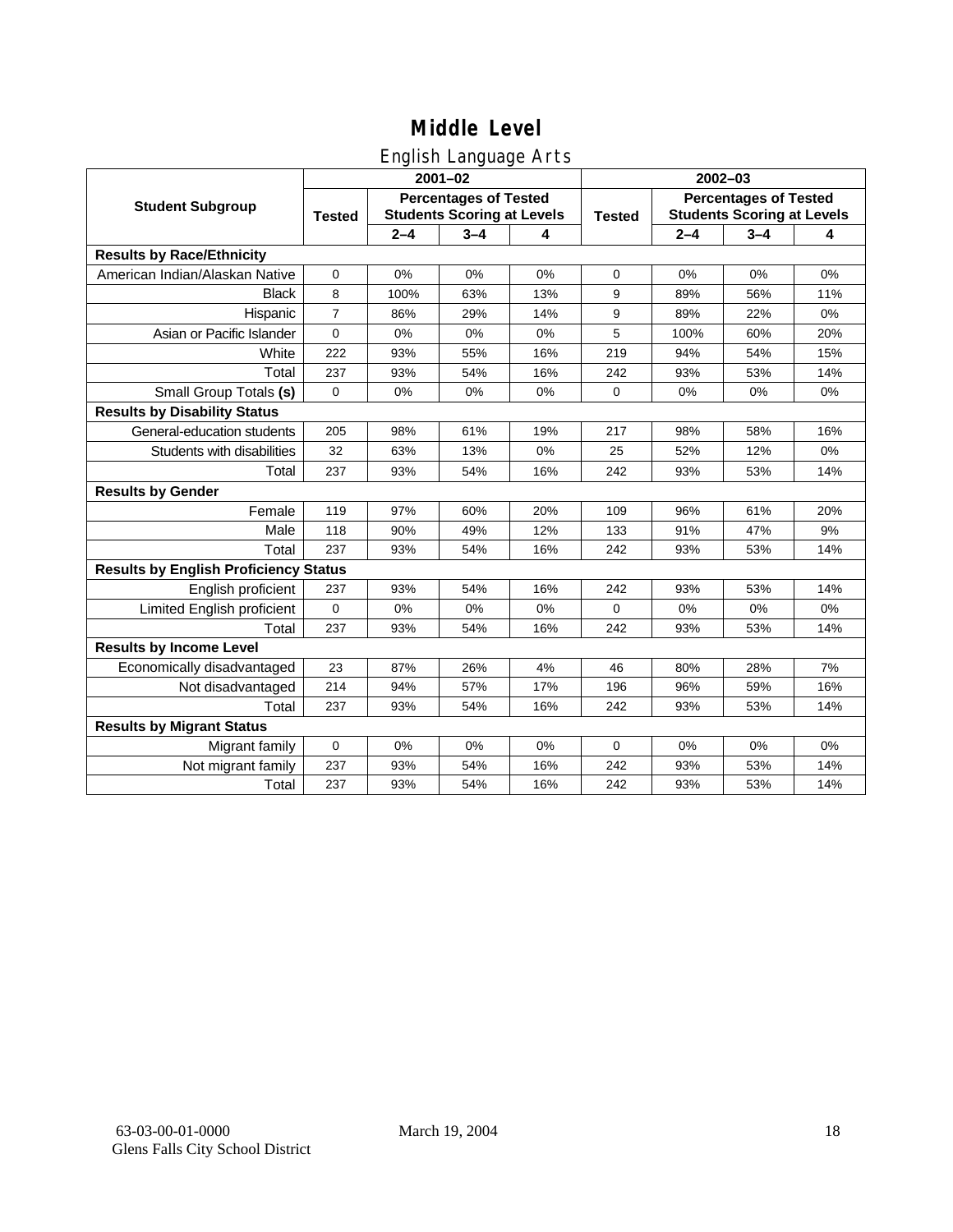# Middle Level

## English Language Arts

| Student Subgroup | 2001–02 | | | | 2002–03 | | | |
|---|---|---|---|---|---|---|---|---|
| | Tested | Percentages of Tested Students Scoring at Levels | | | Tested | Percentages of Tested Students Scoring at Levels | | |
| | | 2–4 | 3–4 | 4 | | 2–4 | 3–4 | 4 |
| **Results by Race/Ethnicity** | | | | | | | | |
| American Indian/Alaskan Native | 0 | 0% | 0% | 0% | 0 | 0% | 0% | 0% |
| Black | 8 | 100% | 63% | 13% | 9 | 89% | 56% | 11% |
| Hispanic | 7 | 86% | 29% | 14% | 9 | 89% | 22% | 0% |
| Asian or Pacific Islander | 0 | 0% | 0% | 0% | 5 | 100% | 60% | 20% |
| White | 222 | 93% | 55% | 16% | 219 | 94% | 54% | 15% |
| Total | 237 | 93% | 54% | 16% | 242 | 93% | 53% | 14% |
| Small Group Totals **(s)** | 0 | 0% | 0% | 0% | 0 | 0% | 0% | 0% |
| **Results by Disability Status** | | | | | | | | |
| General-education students | 205 | 98% | 61% | 19% | 217 | 98% | 58% | 16% |
| Students with disabilities | 32 | 63% | 13% | 0% | 25 | 52% | 12% | 0% |
| Total | 237 | 93% | 54% | 16% | 242 | 93% | 53% | 14% |
| **Results by Gender** | | | | | | | | |
| Female | 119 | 97% | 60% | 20% | 109 | 96% | 61% | 20% |
| Male | 118 | 90% | 49% | 12% | 133 | 91% | 47% | 9% |
| Total | 237 | 93% | 54% | 16% | 242 | 93% | 53% | 14% |
| **Results by English Proficiency Status** | | | | | | | | |
| English proficient | 237 | 93% | 54% | 16% | 242 | 93% | 53% | 14% |
| Limited English proficient | 0 | 0% | 0% | 0% | 0 | 0% | 0% | 0% |
| Total | 237 | 93% | 54% | 16% | 242 | 93% | 53% | 14% |
| **Results by Income Level** | | | | | | | | |
| Economically disadvantaged | 23 | 87% | 26% | 4% | 46 | 80% | 28% | 7% |
| Not disadvantaged | 214 | 94% | 57% | 17% | 196 | 96% | 59% | 16% |
| Total | 237 | 93% | 54% | 16% | 242 | 93% | 53% | 14% |
| **Results by Migrant Status** | | | | | | | | |
| Migrant family | 0 | 0% | 0% | 0% | 0 | 0% | 0% | 0% |
| Not migrant family | 237 | 93% | 54% | 16% | 242 | 93% | 53% | 14% |
| Total | 237 | 93% | 54% | 16% | 242 | 93% | 53% | 14% |

63-03-00-01-0000 March 19, 2004
Glens Falls City School District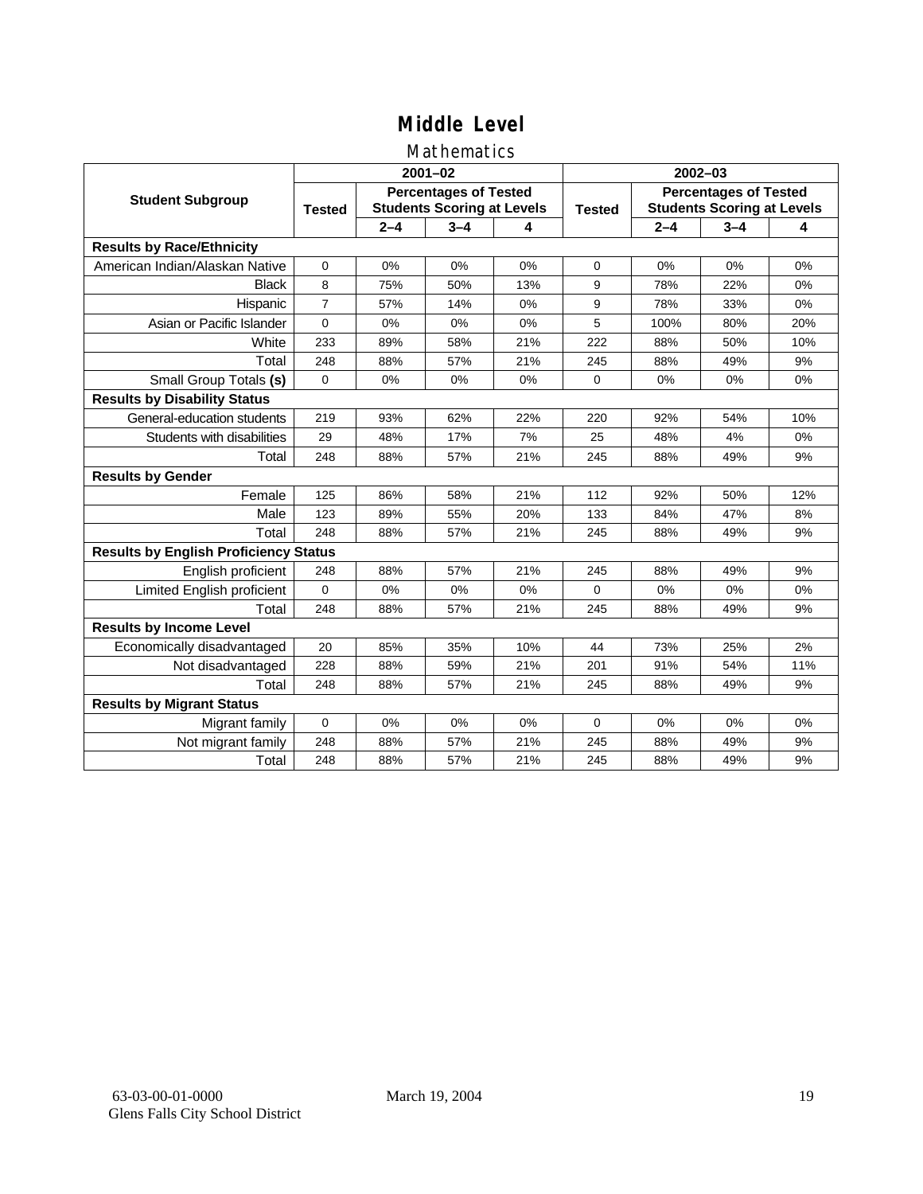# Middle Level

## Mathematics

| Student Subgroup | 2001–02 | | | | 2002–03 | | | |
|---|---|---|---|---|---|---|---|---|
| | Tested | Percentages of Tested Students Scoring at Levels | | | Tested | Percentages of Tested Students Scoring at Levels | | |
| | | 2–4 | 3–4 | 4 | | 2–4 | 3–4 | 4 |
| **Results by Race/Ethnicity** | | | | | | | | |
| American Indian/Alaskan Native | 0 | 0% | 0% | 0% | 0 | 0% | 0% | 0% |
| Black | 8 | 75% | 50% | 13% | 9 | 78% | 22% | 0% |
| Hispanic | 7 | 57% | 14% | 0% | 9 | 78% | 33% | 0% |
| Asian or Pacific Islander | 0 | 0% | 0% | 0% | 5 | 100% | 80% | 20% |
| White | 233 | 89% | 58% | 21% | 222 | 88% | 50% | 10% |
| Total | 248 | 88% | 57% | 21% | 245 | 88% | 49% | 9% |
| Small Group Totals **(s)** | 0 | 0% | 0% | 0% | 0 | 0% | 0% | 0% |
| **Results by Disability Status** | | | | | | | | |
| General-education students | 219 | 93% | 62% | 22% | 220 | 92% | 54% | 10% |
| Students with disabilities | 29 | 48% | 17% | 7% | 25 | 48% | 4% | 0% |
| Total | 248 | 88% | 57% | 21% | 245 | 88% | 49% | 9% |
| **Results by Gender** | | | | | | | | |
| Female | 125 | 86% | 58% | 21% | 112 | 92% | 50% | 12% |
| Male | 123 | 89% | 55% | 20% | 133 | 84% | 47% | 8% |
| Total | 248 | 88% | 57% | 21% | 245 | 88% | 49% | 9% |
| **Results by English Proficiency Status** | | | | | | | | |
| English proficient | 248 | 88% | 57% | 21% | 245 | 88% | 49% | 9% |
| Limited English proficient | 0 | 0% | 0% | 0% | 0 | 0% | 0% | 0% |
| Total | 248 | 88% | 57% | 21% | 245 | 88% | 49% | 9% |
| **Results by Income Level** | | | | | | | | |
| Economically disadvantaged | 20 | 85% | 35% | 10% | 44 | 73% | 25% | 2% |
| Not disadvantaged | 228 | 88% | 59% | 21% | 201 | 91% | 54% | 11% |
| Total | 248 | 88% | 57% | 21% | 245 | 88% | 49% | 9% |
| **Results by Migrant Status** | | | | | | | | |
| Migrant family | 0 | 0% | 0% | 0% | 0 | 0% | 0% | 0% |
| Not migrant family | 248 | 88% | 57% | 21% | 245 | 88% | 49% | 9% |
| Total | 248 | 88% | 57% | 21% | 245 | 88% | 49% | 9% |

63-03-00-01-0000
Glens Falls City School District

March 19, 2004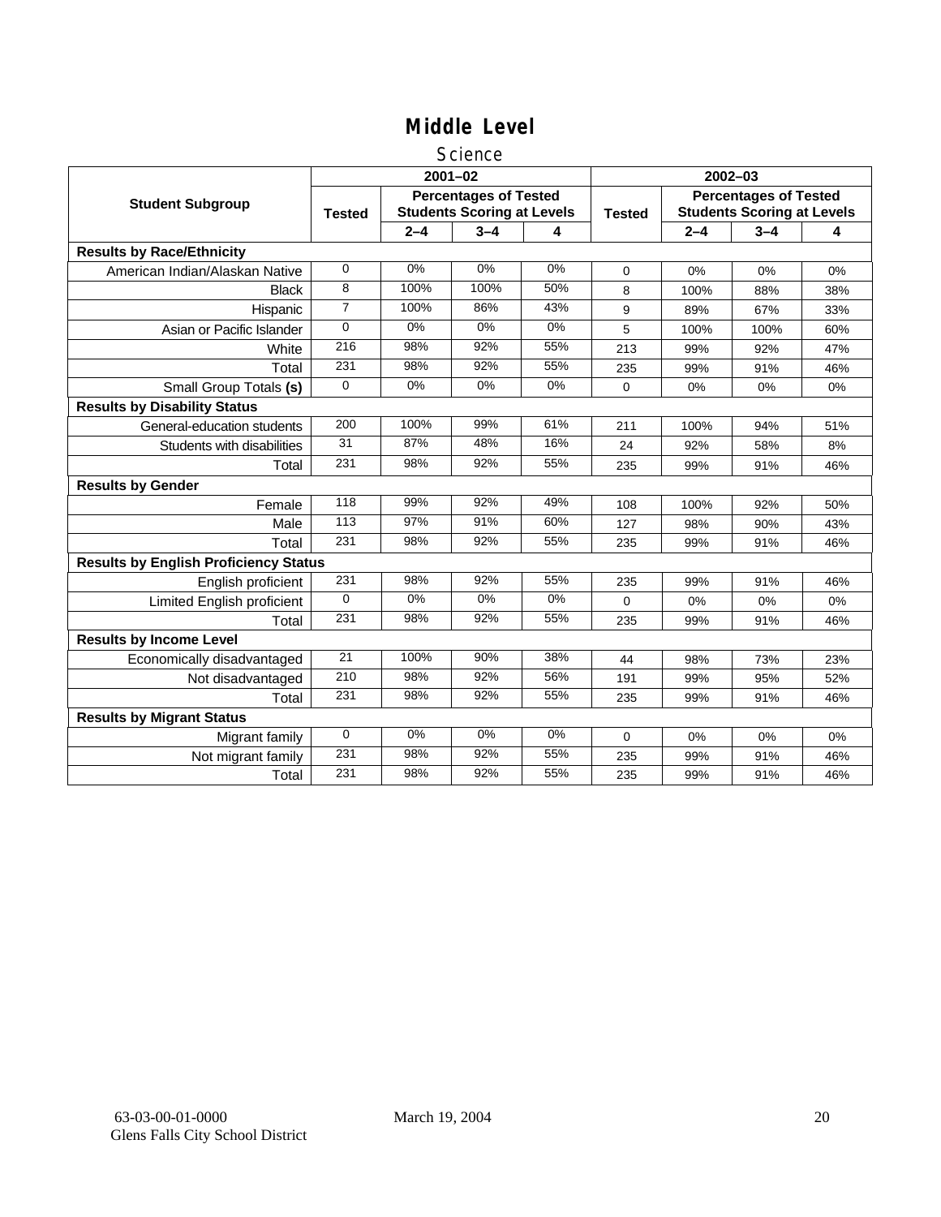# Middle Level

## Science

| Student Subgroup | 2001–02 | | | | 2002–03 | | | |
|---|---|---|---|---|---|---|---|---|
| | Tested | Percentages of Tested Students Scoring at Levels | | | Tested | Percentages of Tested Students Scoring at Levels | | |
| | | 2–4 | 3–4 | 4 | | 2–4 | 3–4 | 4 |
| **Results by Race/Ethnicity** | | | | | | | | |
| American Indian/Alaskan Native | 0 | 0% | 0% | 0% | 0 | 0% | 0% | 0% |
| Black | 8 | 100% | 100% | 50% | 8 | 100% | 88% | 38% |
| Hispanic | 7 | 100% | 86% | 43% | 9 | 89% | 67% | 33% |
| Asian or Pacific Islander | 0 | 0% | 0% | 0% | 5 | 100% | 100% | 60% |
| White | 216 | 98% | 92% | 55% | 213 | 99% | 92% | 47% |
| Total | 231 | 98% | 92% | 55% | 235 | 99% | 91% | 46% |
| Small Group Totals **(s)** | 0 | 0% | 0% | 0% | 0 | 0% | 0% | 0% |
| **Results by Disability Status** | | | | | | | | |
| General-education students | 200 | 100% | 99% | 61% | 211 | 100% | 94% | 51% |
| Students with disabilities | 31 | 87% | 48% | 16% | 24 | 92% | 58% | 8% |
| Total | 231 | 98% | 92% | 55% | 235 | 99% | 91% | 46% |
| **Results by Gender** | | | | | | | | |
| Female | 118 | 99% | 92% | 49% | 108 | 100% | 92% | 50% |
| Male | 113 | 97% | 91% | 60% | 127 | 98% | 90% | 43% |
| Total | 231 | 98% | 92% | 55% | 235 | 99% | 91% | 46% |
| **Results by English Proficiency Status** | | | | | | | | |
| English proficient | 231 | 98% | 92% | 55% | 235 | 99% | 91% | 46% |
| Limited English proficient | 0 | 0% | 0% | 0% | 0 | 0% | 0% | 0% |
| Total | 231 | 98% | 92% | 55% | 235 | 99% | 91% | 46% |
| **Results by Income Level** | | | | | | | | |
| Economically disadvantaged | 21 | 100% | 90% | 38% | 44 | 98% | 73% | 23% |
| Not disadvantaged | 210 | 98% | 92% | 56% | 191 | 99% | 95% | 52% |
| Total | 231 | 98% | 92% | 55% | 235 | 99% | 91% | 46% |
| **Results by Migrant Status** | | | | | | | | |
| Migrant family | 0 | 0% | 0% | 0% | 0 | 0% | 0% | 0% |
| Not migrant family | 231 | 98% | 92% | 55% | 235 | 99% | 91% | 46% |
| Total | 231 | 98% | 92% | 55% | 235 | 99% | 91% | 46% |

63-03-00-01-0000
Glens Falls City School District

March 19, 2004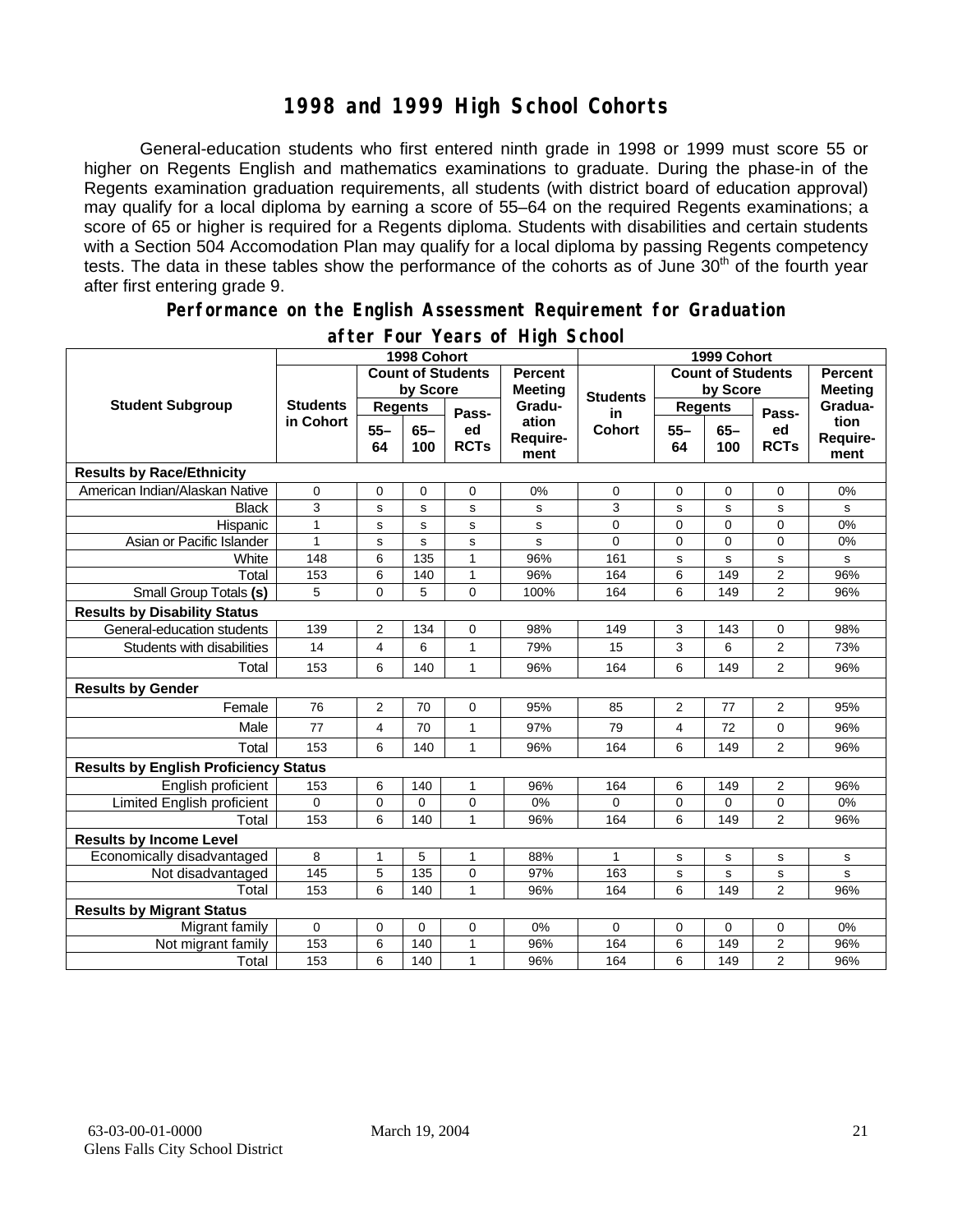# 1998 and 1999 High School Cohorts

General-education students who first entered ninth grade in 1998 or 1999 must score 55 or higher on Regents English and mathematics examinations to graduate. During the phase-in of the Regents examination graduation requirements, all students (with district board of education approval) may qualify for a local diploma by earning a score of 55–64 on the required Regents examinations; a score of 65 or higher is required for a Regents diploma. Students with disabilities and certain students with a Section 504 Accomodation Plan may qualify for a local diploma by passing Regents competency tests. The data in these tables show the performance of the cohorts as of June 30th of the fourth year after first entering grade 9.

## Performance on the English Assessment Requirement for Graduation after Four Years of High School

| Student Subgroup | 1998 Cohort | | | | | 1999 Cohort | | | | |
|---|---|---|---|---|---|---|---|---|---|---|
| | Students in Cohort | Count of Students by Score | | | Percent Meeting Graduation Requirement | Students in Cohort | Count of Students by Score | | | Percent Meeting Graduation Requirement |
| | | Regents 55–64 | Regents 65–100 | Passed RCTs | | | Regents 55–64 | Regents 65–100 | Passed RCTs | |
| **Results by Race/Ethnicity** | | | | | | | | | | |
| American Indian/Alaskan Native | 0 | 0 | 0 | 0 | 0% | 0 | 0 | 0 | 0 | 0% |
| Black | 3 | s | s | s | s | 3 | s | s | s | s |
| Hispanic | 1 | s | s | s | s | 0 | 0 | 0 | 0 | 0% |
| Asian or Pacific Islander | 1 | s | s | s | s | 0 | 0 | 0 | 0 | 0% |
| White | 148 | 6 | 135 | 1 | 96% | 161 | s | s | s | s |
| Total | 153 | 6 | 140 | 1 | 96% | 164 | 6 | 149 | 2 | 96% |
| Small Group Totals **(s)** | 5 | 0 | 5 | 0 | 100% | 164 | 6 | 149 | 2 | 96% |
| **Results by Disability Status** | | | | | | | | | | |
| General-education students | 139 | 2 | 134 | 0 | 98% | 149 | 3 | 143 | 0 | 98% |
| Students with disabilities | 14 | 4 | 6 | 1 | 79% | 15 | 3 | 6 | 2 | 73% |
| Total | 153 | 6 | 140 | 1 | 96% | 164 | 6 | 149 | 2 | 96% |
| **Results by Gender** | | | | | | | | | | |
| Female | 76 | 2 | 70 | 0 | 95% | 85 | 2 | 77 | 2 | 95% |
| Male | 77 | 4 | 70 | 1 | 97% | 79 | 4 | 72 | 0 | 96% |
| Total | 153 | 6 | 140 | 1 | 96% | 164 | 6 | 149 | 2 | 96% |
| **Results by English Proficiency Status** | | | | | | | | | | |
| English proficient | 153 | 6 | 140 | 1 | 96% | 164 | 6 | 149 | 2 | 96% |
| Limited English proficient | 0 | 0 | 0 | 0 | 0% | 0 | 0 | 0 | 0 | 0% |
| Total | 153 | 6 | 140 | 1 | 96% | 164 | 6 | 149 | 2 | 96% |
| **Results by Income Level** | | | | | | | | | | |
| Economically disadvantaged | 8 | 1 | 5 | 1 | 88% | 1 | s | s | s | s |
| Not disadvantaged | 145 | 5 | 135 | 0 | 97% | 163 | s | s | s | s |
| Total | 153 | 6 | 140 | 1 | 96% | 164 | 6 | 149 | 2 | 96% |
| **Results by Migrant Status** | | | | | | | | | | |
| Migrant family | 0 | 0 | 0 | 0 | 0% | 0 | 0 | 0 | 0 | 0% |
| Not migrant family | 153 | 6 | 140 | 1 | 96% | 164 | 6 | 149 | 2 | 96% |
| Total | 153 | 6 | 140 | 1 | 96% | 164 | 6 | 149 | 2 | 96% |

63-03-00-01-0000 March 19, 2004
Glens Falls City School District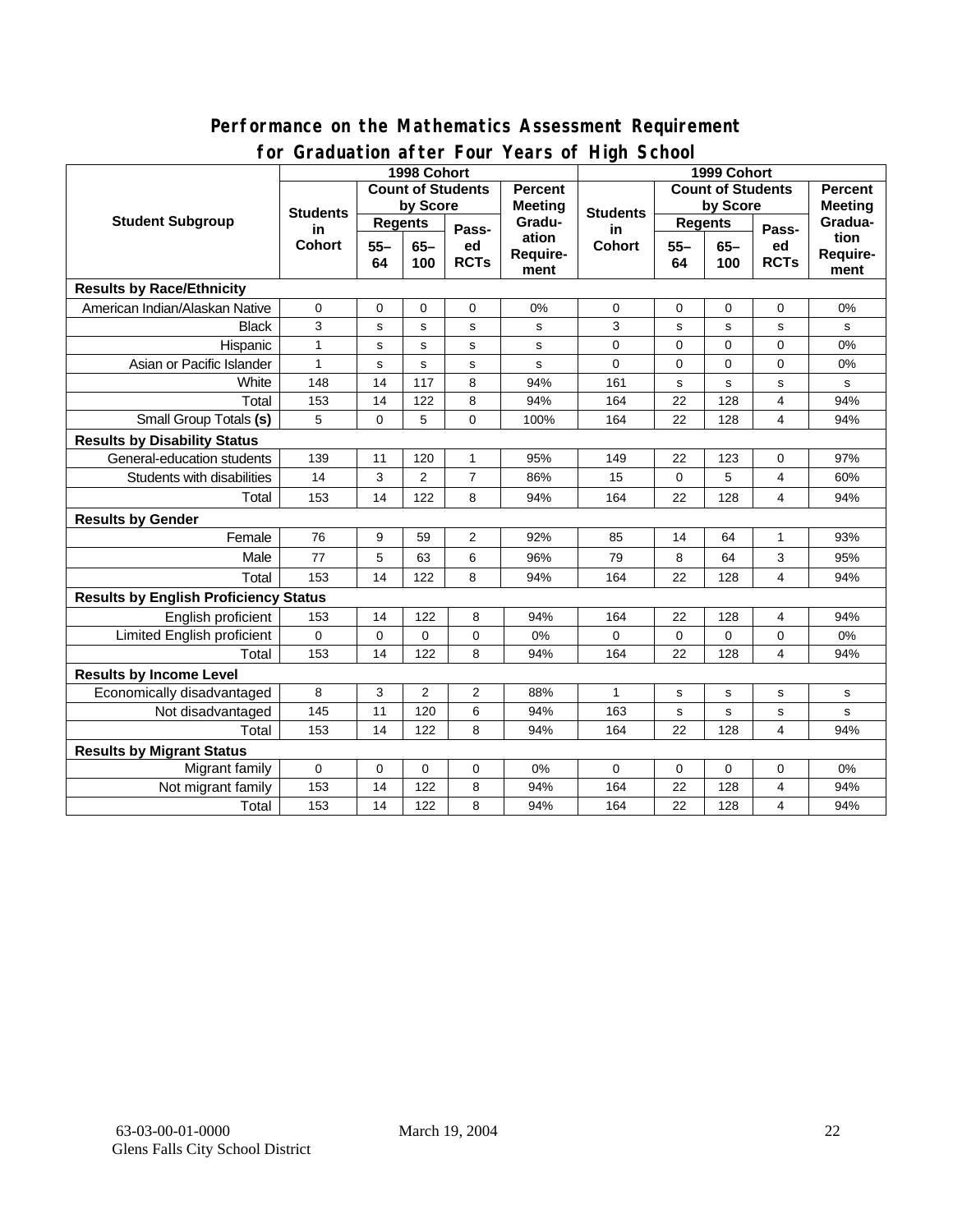## Performance on the Mathematics Assessment Requirement for Graduation after Four Years of High School

| Student Subgroup | 1998 Cohort | | | | | 1999 Cohort | | | | |
|---|---|---|---|---|---|---|---|---|---|---|
| | Students in Cohort | Count of Students by Score | | | Percent Meeting Graduation Requirement | Students in Cohort | Count of Students by Score | | | Percent Meeting Graduation Requirement |
| | | Regents | | Passed RCTs | | | Regents | | Passed RCTs | |
| | | 55–64 | 65–100 | | | | 55–64 | 65–100 | | |
| **Results by Race/Ethnicity** | | | | | | | | | | |
| American Indian/Alaskan Native | 0 | 0 | 0 | 0 | 0% | 0 | 0 | 0 | 0 | 0% |
| Black | 3 | s | s | s | s | 3 | s | s | s | s |
| Hispanic | 1 | s | s | s | s | 0 | 0 | 0 | 0 | 0% |
| Asian or Pacific Islander | 1 | s | s | s | s | 0 | 0 | 0 | 0 | 0% |
| White | 148 | 14 | 117 | 8 | 94% | 161 | s | s | s | s |
| Total | 153 | 14 | 122 | 8 | 94% | 164 | 22 | 128 | 4 | 94% |
| Small Group Totals **(s)** | 5 | 0 | 5 | 0 | 100% | 164 | 22 | 128 | 4 | 94% |
| **Results by Disability Status** | | | | | | | | | | |
| General-education students | 139 | 11 | 120 | 1 | 95% | 149 | 22 | 123 | 0 | 97% |
| Students with disabilities | 14 | 3 | 2 | 7 | 86% | 15 | 0 | 5 | 4 | 60% |
| Total | 153 | 14 | 122 | 8 | 94% | 164 | 22 | 128 | 4 | 94% |
| **Results by Gender** | | | | | | | | | | |
| Female | 76 | 9 | 59 | 2 | 92% | 85 | 14 | 64 | 1 | 93% |
| Male | 77 | 5 | 63 | 6 | 96% | 79 | 8 | 64 | 3 | 95% |
| Total | 153 | 14 | 122 | 8 | 94% | 164 | 22 | 128 | 4 | 94% |
| **Results by English Proficiency Status** | | | | | | | | | | |
| English proficient | 153 | 14 | 122 | 8 | 94% | 164 | 22 | 128 | 4 | 94% |
| Limited English proficient | 0 | 0 | 0 | 0 | 0% | 0 | 0 | 0 | 0 | 0% |
| Total | 153 | 14 | 122 | 8 | 94% | 164 | 22 | 128 | 4 | 94% |
| **Results by Income Level** | | | | | | | | | | |
| Economically disadvantaged | 8 | 3 | 2 | 2 | 88% | 1 | s | s | s | s |
| Not disadvantaged | 145 | 11 | 120 | 6 | 94% | 163 | s | s | s | s |
| Total | 153 | 14 | 122 | 8 | 94% | 164 | 22 | 128 | 4 | 94% |
| **Results by Migrant Status** | | | | | | | | | | |
| Migrant family | 0 | 0 | 0 | 0 | 0% | 0 | 0 | 0 | 0 | 0% |
| Not migrant family | 153 | 14 | 122 | 8 | 94% | 164 | 22 | 128 | 4 | 94% |
| Total | 153 | 14 | 122 | 8 | 94% | 164 | 22 | 128 | 4 | 94% |

63-03-00-01-0000 March 19, 2004
Glens Falls City School District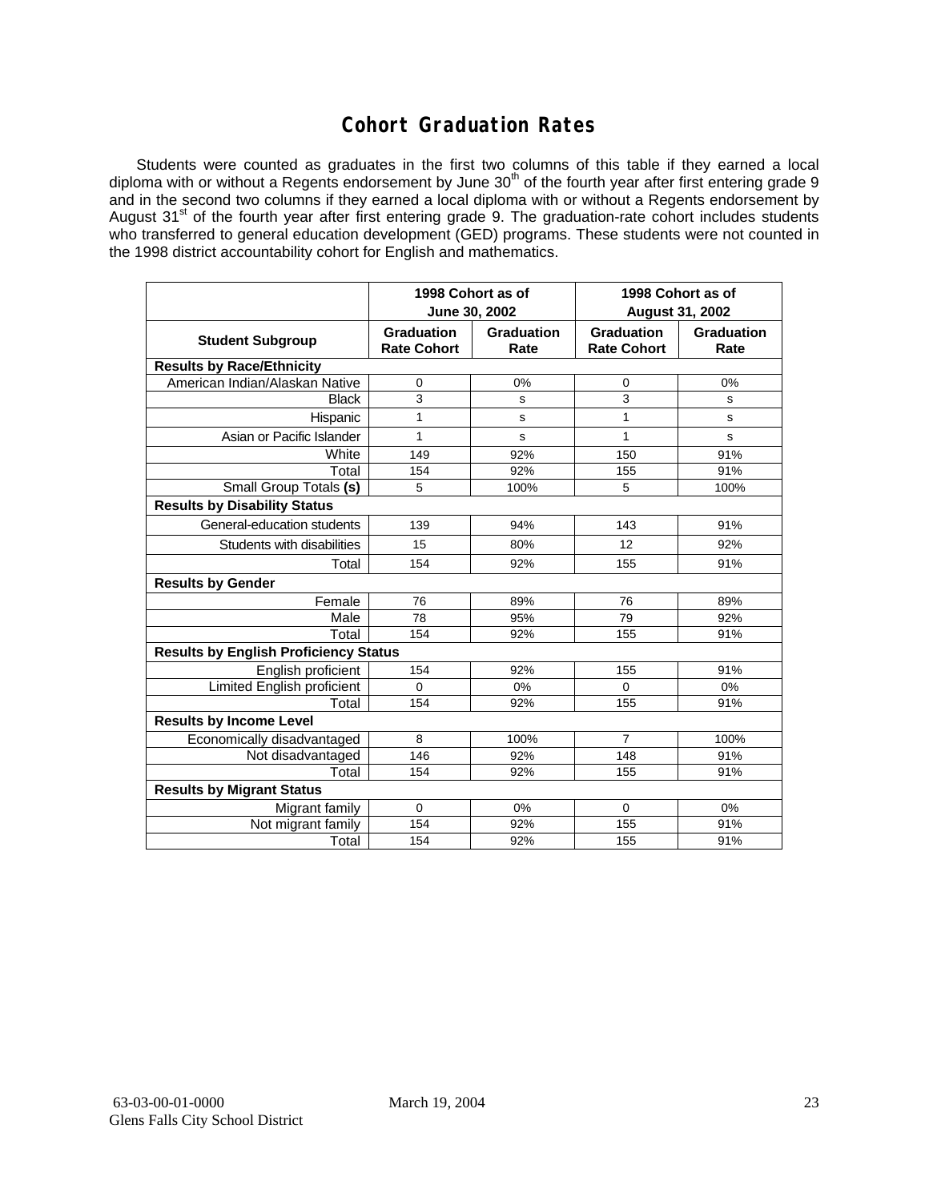# Cohort Graduation Rates

Students were counted as graduates in the first two columns of this table if they earned a local diploma with or without a Regents endorsement by June 30th of the fourth year after first entering grade 9 and in the second two columns if they earned a local diploma with or without a Regents endorsement by August 31st of the fourth year after first entering grade 9. The graduation-rate cohort includes students who transferred to general education development (GED) programs. These students were not counted in the 1998 district accountability cohort for English and mathematics.

| | 1998 Cohort as of June 30, 2002 | | 1998 Cohort as of August 31, 2002 | |
|---|---|---|---|---|
| **Student Subgroup** | **Graduation Rate Cohort** | **Graduation Rate** | **Graduation Rate Cohort** | **Graduation Rate** |
| **Results by Race/Ethnicity** | | | | |
| American Indian/Alaskan Native | 0 | 0% | 0 | 0% |
| Black | 3 | s | 3 | s |
| Hispanic | 1 | s | 1 | s |
| Asian or Pacific Islander | 1 | s | 1 | s |
| White | 149 | 92% | 150 | 91% |
| Total | 154 | 92% | 155 | 91% |
| Small Group Totals **(s)** | 5 | 100% | 5 | 100% |
| **Results by Disability Status** | | | | |
| General-education students | 139 | 94% | 143 | 91% |
| Students with disabilities | 15 | 80% | 12 | 92% |
| Total | 154 | 92% | 155 | 91% |
| **Results by Gender** | | | | |
| Female | 76 | 89% | 76 | 89% |
| Male | 78 | 95% | 79 | 92% |
| Total | 154 | 92% | 155 | 91% |
| **Results by English Proficiency Status** | | | | |
| English proficient | 154 | 92% | 155 | 91% |
| Limited English proficient | 0 | 0% | 0 | 0% |
| Total | 154 | 92% | 155 | 91% |
| **Results by Income Level** | | | | |
| Economically disadvantaged | 8 | 100% | 7 | 100% |
| Not disadvantaged | 146 | 92% | 148 | 91% |
| Total | 154 | 92% | 155 | 91% |
| **Results by Migrant Status** | | | | |
| Migrant family | 0 | 0% | 0 | 0% |
| Not migrant family | 154 | 92% | 155 | 91% |
| Total | 154 | 92% | 155 | 91% |

63-03-00-01-0000 March 19, 2004
Glens Falls City School District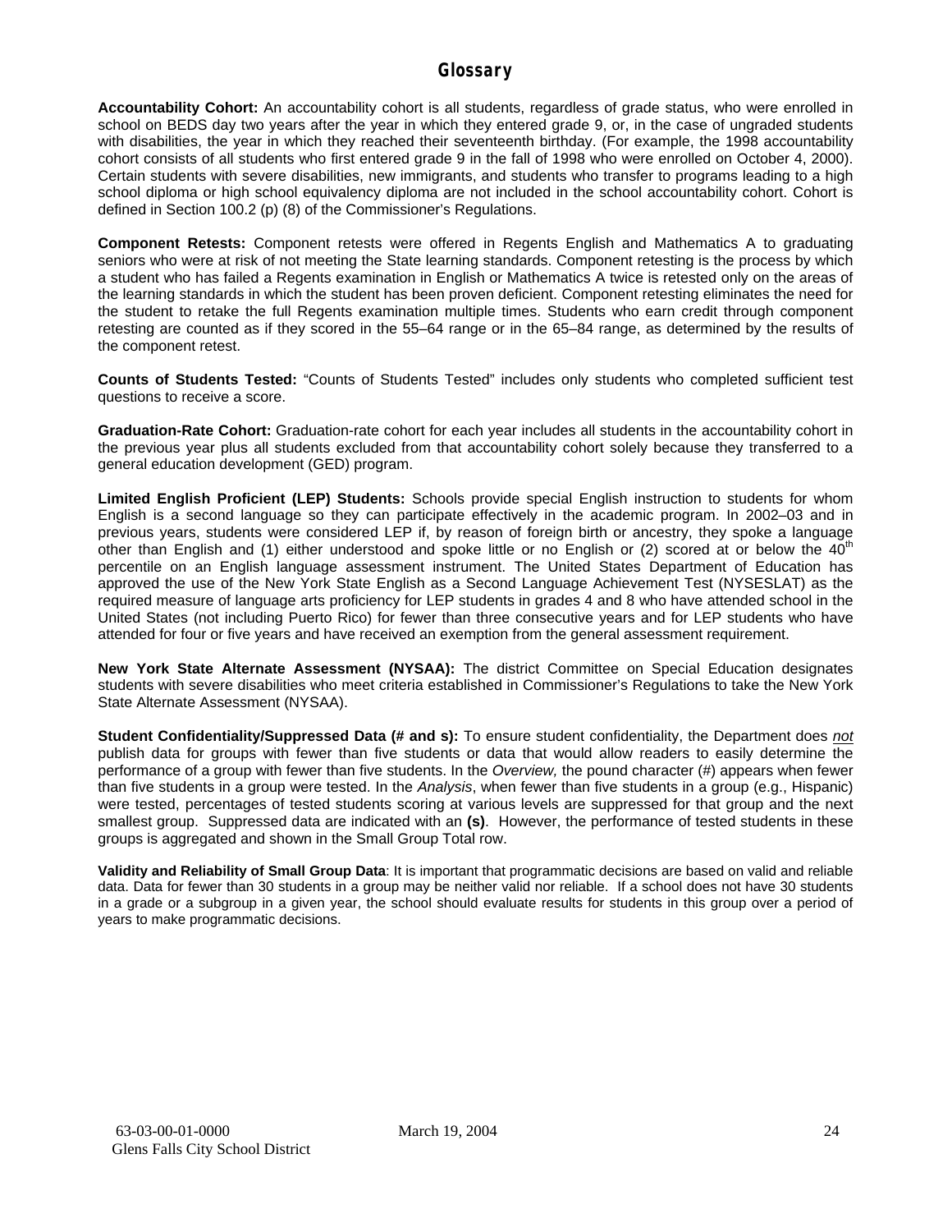# Glossary

**Accountability Cohort:** An accountability cohort is all students, regardless of grade status, who were enrolled in school on BEDS day two years after the year in which they entered grade 9, or, in the case of ungraded students with disabilities, the year in which they reached their seventeenth birthday. (For example, the 1998 accountability cohort consists of all students who first entered grade 9 in the fall of 1998 who were enrolled on October 4, 2000). Certain students with severe disabilities, new immigrants, and students who transfer to programs leading to a high school diploma or high school equivalency diploma are not included in the school accountability cohort. Cohort is defined in Section 100.2 (p) (8) of the Commissioner's Regulations.

**Component Retests:** Component retests were offered in Regents English and Mathematics A to graduating seniors who were at risk of not meeting the State learning standards. Component retesting is the process by which a student who has failed a Regents examination in English or Mathematics A twice is retested only on the areas of the learning standards in which the student has been proven deficient. Component retesting eliminates the need for the student to retake the full Regents examination multiple times. Students who earn credit through component retesting are counted as if they scored in the 55–64 range or in the 65–84 range, as determined by the results of the component retest.

**Counts of Students Tested:** "Counts of Students Tested" includes only students who completed sufficient test questions to receive a score.

**Graduation-Rate Cohort:** Graduation-rate cohort for each year includes all students in the accountability cohort in the previous year plus all students excluded from that accountability cohort solely because they transferred to a general education development (GED) program.

**Limited English Proficient (LEP) Students:** Schools provide special English instruction to students for whom English is a second language so they can participate effectively in the academic program. In 2002–03 and in previous years, students were considered LEP if, by reason of foreign birth or ancestry, they spoke a language other than English and (1) either understood and spoke little or no English or (2) scored at or below the 40th percentile on an English language assessment instrument. The United States Department of Education has approved the use of the New York State English as a Second Language Achievement Test (NYSESLAT) as the required measure of language arts proficiency for LEP students in grades 4 and 8 who have attended school in the United States (not including Puerto Rico) for fewer than three consecutive years and for LEP students who have attended for four or five years and have received an exemption from the general assessment requirement.

**New York State Alternate Assessment (NYSAA):** The district Committee on Special Education designates students with severe disabilities who meet criteria established in Commissioner's Regulations to take the New York State Alternate Assessment (NYSAA).

**Student Confidentiality/Suppressed Data (# and s):** To ensure student confidentiality, the Department does *not* publish data for groups with fewer than five students or data that would allow readers to easily determine the performance of a group with fewer than five students. In the *Overview,* the pound character (#) appears when fewer than five students in a group were tested. In the *Analysis*, when fewer than five students in a group (e.g., Hispanic) were tested, percentages of tested students scoring at various levels are suppressed for that group and the next smallest group. Suppressed data are indicated with an **(s)**. However, the performance of tested students in these groups is aggregated and shown in the Small Group Total row.

**Validity and Reliability of Small Group Data**: It is important that programmatic decisions are based on valid and reliable data. Data for fewer than 30 students in a group may be neither valid nor reliable. If a school does not have 30 students in a grade or a subgroup in a given year, the school should evaluate results for students in this group over a period of years to make programmatic decisions.